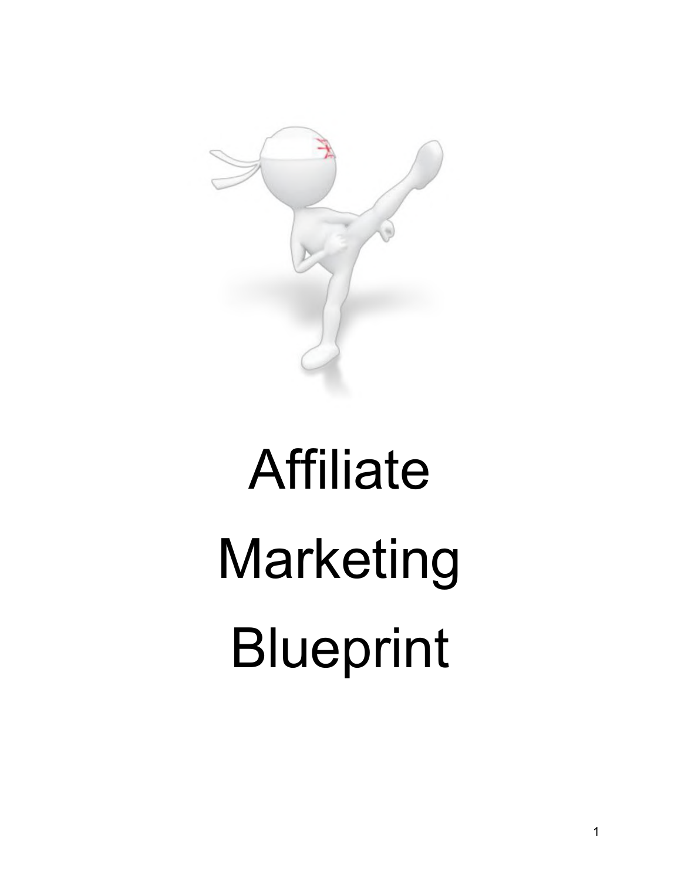# Affiliate Marketing Blueprint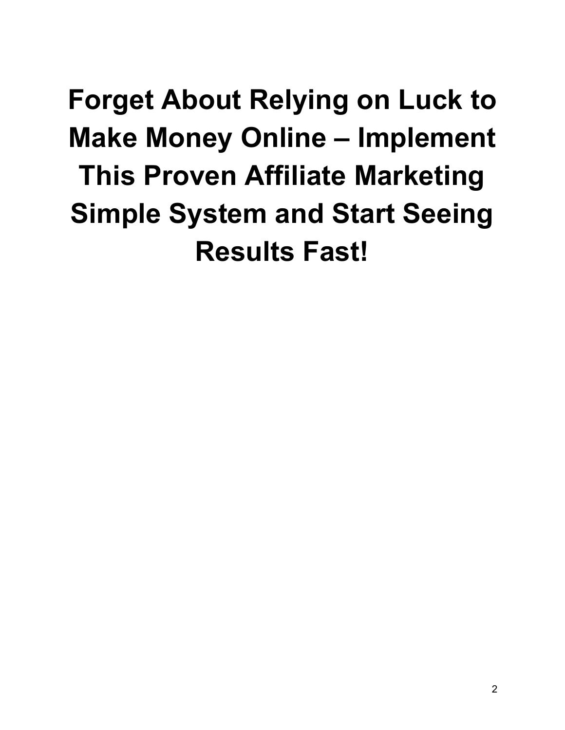# Forget About Relying on Luck to Make Money Online – Implement This Proven Affiliate Marketing Simple System and Start Seeing Results Fast!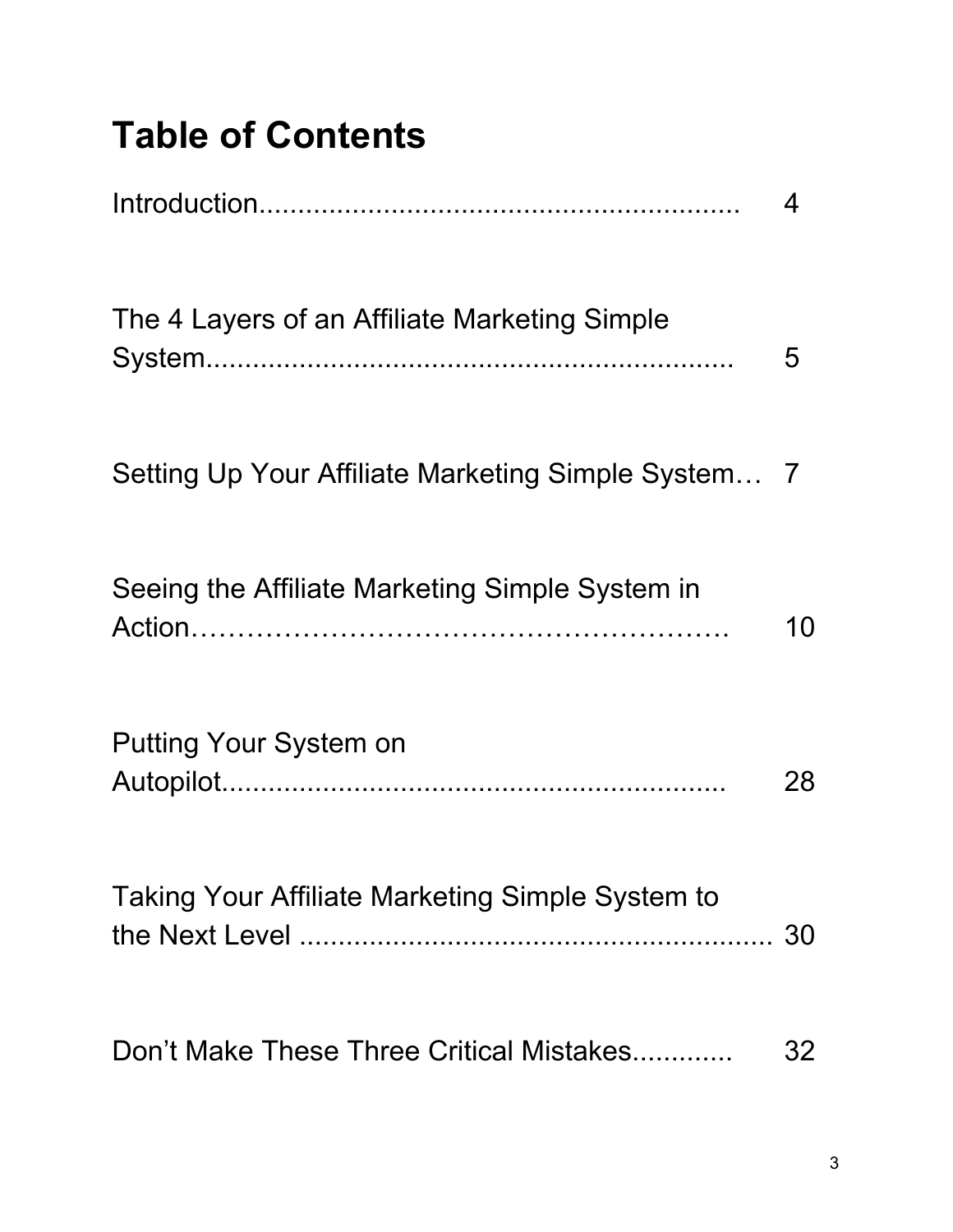# Table of Contents

Introduction............................................................. 4

The 4 Layers of an Affiliate Marketing Simple System.................................................................. 5

Setting Up Your Affiliate Marketing Simple System… 7

Seeing the Affiliate Marketing Simple System in Action………………………………………………… 10

Putting Your System on Autopilot............................................................... 28

Taking Your Affiliate Marketing Simple System to the Next Level ............................................................ 30

Don’t Make These Three Critical Mistakes............ 32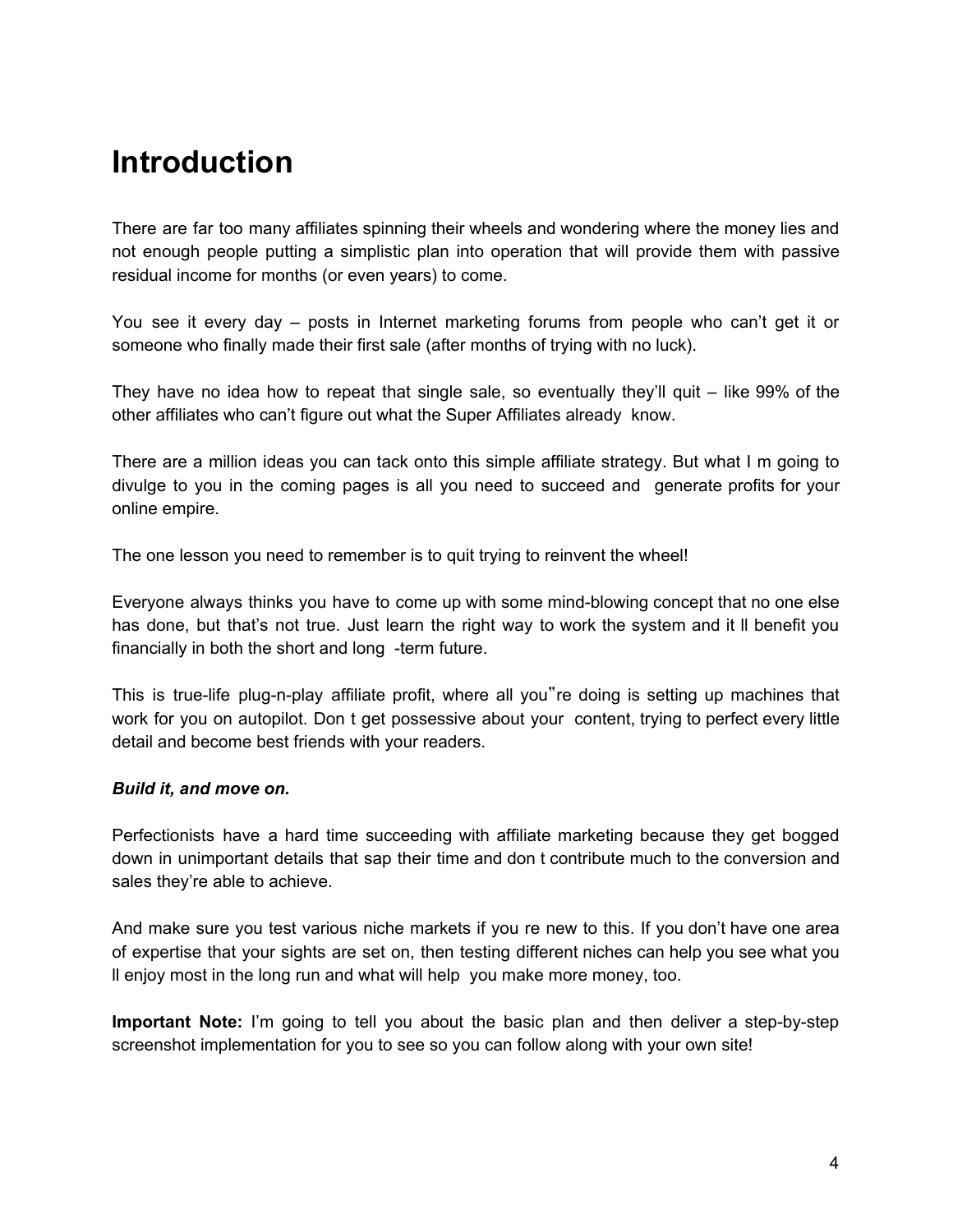# Introduction

There are far too many affiliates spinning their wheels and wondering where the money lies and not enough people putting a simplistic plan into operation that will provide them with passive residual income for months (or even years) to come.

You see it every day – posts in Internet marketing forums from people who can't get it or someone who finally made their first sale (after months of trying with no luck).

They have no idea how to repeat that single sale, so eventually they'll quit – like 99% of the other affiliates who can't figure out what the Super Affiliates already know.

There are a million ideas you can tack onto this simple affiliate strategy. But what I m going to divulge to you in the coming pages is all you need to succeed and generate profits for your online empire.

The one lesson you need to remember is to quit trying to reinvent the wheel!

Everyone always thinks you have to come up with some mind-blowing concept that no one else has done, but that's not true. Just learn the right way to work the system and it ll benefit you financially in both the short and long -term future.

This is true-life plug-n-play affiliate profit, where all you"re doing is setting up machines that work for you on autopilot. Don t get possessive about your content, trying to perfect every little detail and become best friends with your readers.

***Build it, and move on.***

Perfectionists have a hard time succeeding with affiliate marketing because they get bogged down in unimportant details that sap their time and don t contribute much to the conversion and sales they're able to achieve.

And make sure you test various niche markets if you re new to this. If you don't have one area of expertise that your sights are set on, then testing different niches can help you see what you ll enjoy most in the long run and what will help you make more money, too.

**Important Note:** I'm going to tell you about the basic plan and then deliver a step-by-step screenshot implementation for you to see so you can follow along with your own site!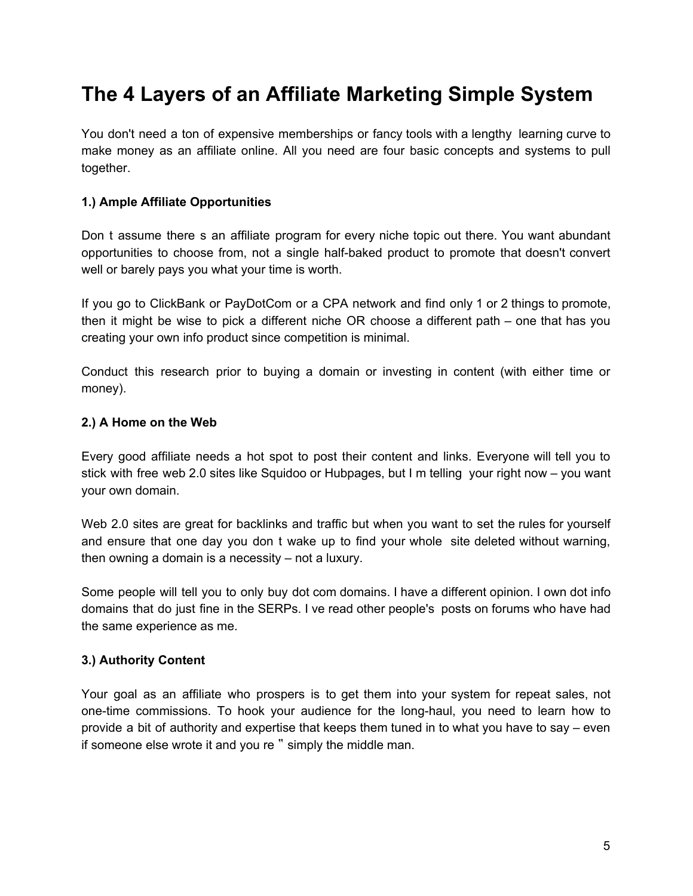# The 4 Layers of an Affiliate Marketing Simple System

You don't need a ton of expensive memberships or fancy tools with a lengthy learning curve to make money as an affiliate online. All you need are four basic concepts and systems to pull together.

**1.) Ample Affiliate Opportunities**

Don t assume there s an affiliate program for every niche topic out there. You want abundant opportunities to choose from, not a single half-baked product to promote that doesn't convert well or barely pays you what your time is worth.

If you go to ClickBank or PayDotCom or a CPA network and find only 1 or 2 things to promote, then it might be wise to pick a different niche OR choose a different path – one that has you creating your own info product since competition is minimal.

Conduct this research prior to buying a domain or investing in content (with either time or money).

**2.) A Home on the Web**

Every good affiliate needs a hot spot to post their content and links. Everyone will tell you to stick with free web 2.0 sites like Squidoo or Hubpages, but I m telling your right now – you want your own domain.

Web 2.0 sites are great for backlinks and traffic but when you want to set the rules for yourself and ensure that one day you don t wake up to find your whole site deleted without warning, then owning a domain is a necessity – not a luxury.

Some people will tell you to only buy dot com domains. I have a different opinion. I own dot info domains that do just fine in the SERPs. I ve read other people's posts on forums who have had the same experience as me.

**3.) Authority Content**

Your goal as an affiliate who prospers is to get them into your system for repeat sales, not one-time commissions. To hook your audience for the long-haul, you need to learn how to provide a bit of authority and expertise that keeps them tuned in to what you have to say – even if someone else wrote it and you re " simply the middle man.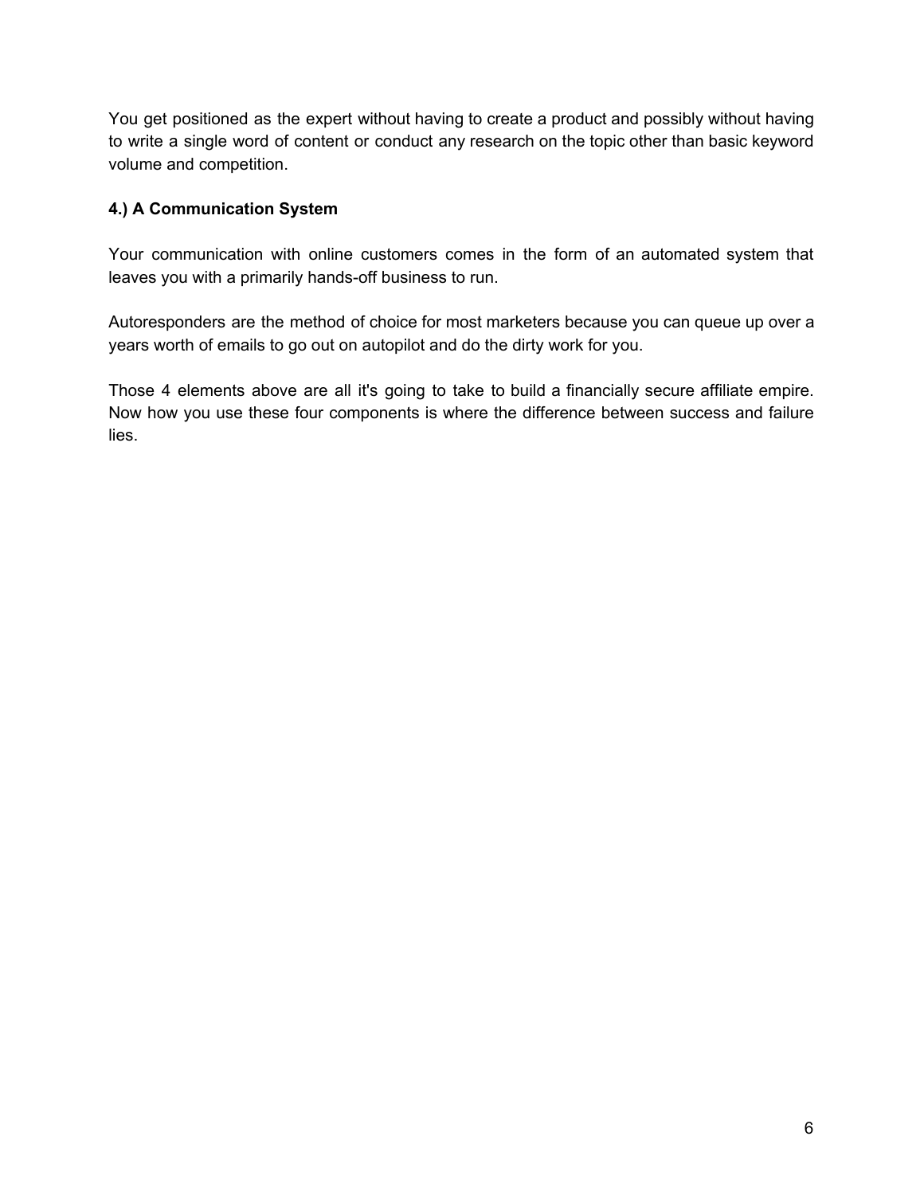You get positioned as the expert without having to create a product and possibly without having to write a single word of content or conduct any research on the topic other than basic keyword volume and competition.

**4.) A Communication System**

Your communication with online customers comes in the form of an automated system that leaves you with a primarily hands-off business to run.

Autoresponders are the method of choice for most marketers because you can queue up over a years worth of emails to go out on autopilot and do the dirty work for you.

Those 4 elements above are all it's going to take to build a financially secure affiliate empire. Now how you use these four components is where the difference between success and failure lies.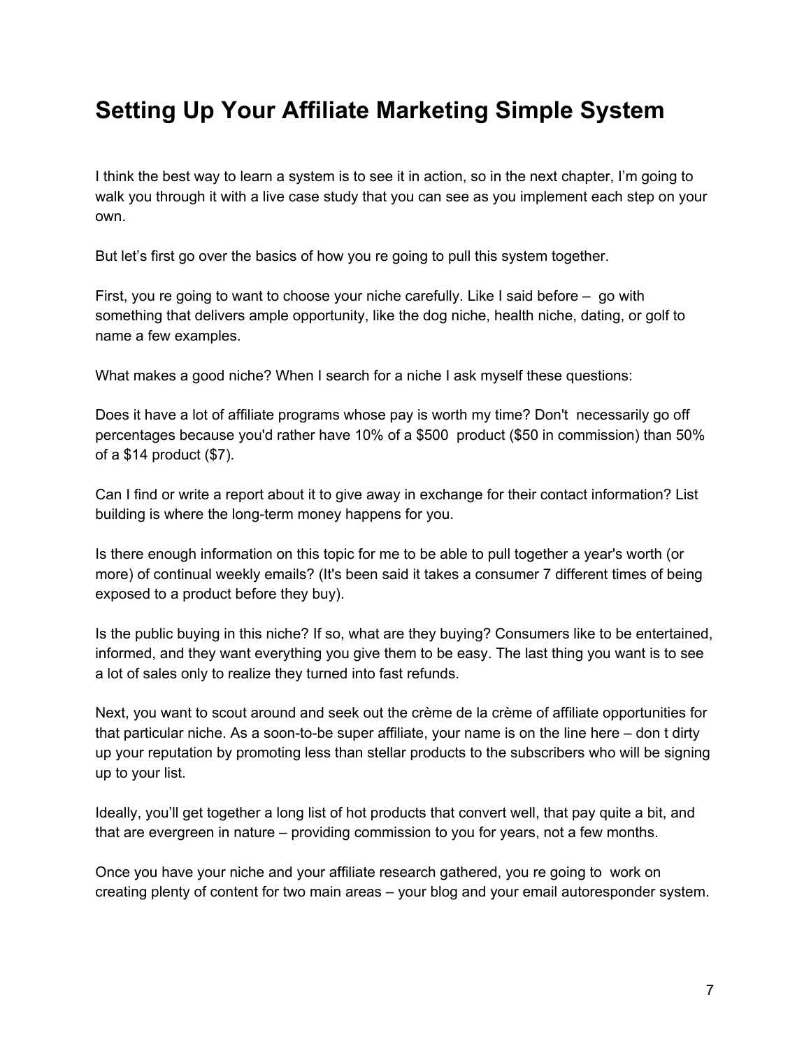# Setting Up Your Affiliate Marketing Simple System

I think the best way to learn a system is to see it in action, so in the next chapter, I'm going to walk you through it with a live case study that you can see as you implement each step on your own.

But let's first go over the basics of how you re going to pull this system together.

First, you re going to want to choose your niche carefully. Like I said before – go with something that delivers ample opportunity, like the dog niche, health niche, dating, or golf to name a few examples.

What makes a good niche? When I search for a niche I ask myself these questions:

Does it have a lot of affiliate programs whose pay is worth my time? Don't necessarily go off percentages because you'd rather have 10% of a $500 product ($50 in commission) than 50% of a $14 product ($7).

Can I find or write a report about it to give away in exchange for their contact information? List building is where the long-term money happens for you.

Is there enough information on this topic for me to be able to pull together a year's worth (or more) of continual weekly emails? (It's been said it takes a consumer 7 different times of being exposed to a product before they buy).

Is the public buying in this niche? If so, what are they buying? Consumers like to be entertained, informed, and they want everything you give them to be easy. The last thing you want is to see a lot of sales only to realize they turned into fast refunds.

Next, you want to scout around and seek out the crème de la crème of affiliate opportunities for that particular niche. As a soon-to-be super affiliate, your name is on the line here – don t dirty up your reputation by promoting less than stellar products to the subscribers who will be signing up to your list.

Ideally, you'll get together a long list of hot products that convert well, that pay quite a bit, and that are evergreen in nature – providing commission to you for years, not a few months.

Once you have your niche and your affiliate research gathered, you re going to work on creating plenty of content for two main areas – your blog and your email autoresponder system.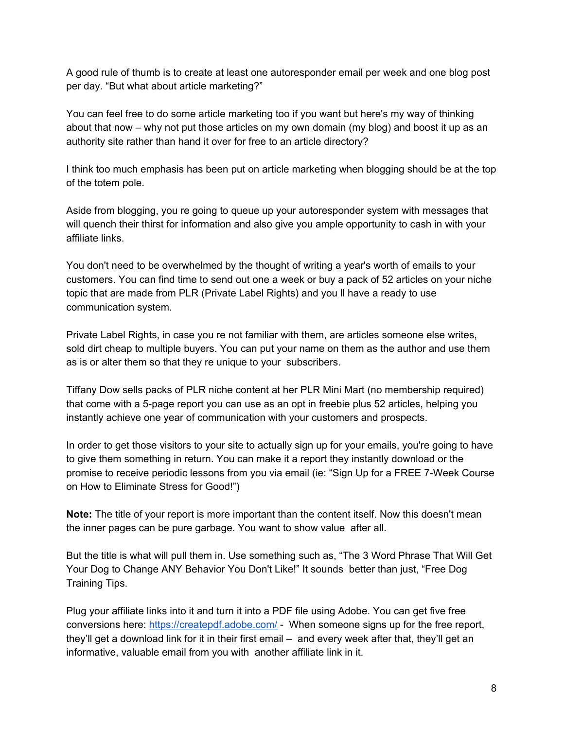A good rule of thumb is to create at least one autoresponder email per week and one blog post per day. “But what about article marketing?”

You can feel free to do some article marketing too if you want but here's my way of thinking about that now – why not put those articles on my own domain (my blog) and boost it up as an authority site rather than hand it over for free to an article directory?

I think too much emphasis has been put on article marketing when blogging should be at the top of the totem pole.

Aside from blogging, you re going to queue up your autoresponder system with messages that will quench their thirst for information and also give you ample opportunity to cash in with your affiliate links.

You don't need to be overwhelmed by the thought of writing a year's worth of emails to your customers. You can find time to send out one a week or buy a pack of 52 articles on your niche topic that are made from PLR (Private Label Rights) and you ll have a ready to use communication system.

Private Label Rights, in case you re not familiar with them, are articles someone else writes, sold dirt cheap to multiple buyers. You can put your name on them as the author and use them as is or alter them so that they re unique to your subscribers.

Tiffany Dow sells packs of PLR niche content at her PLR Mini Mart (no membership required) that come with a 5-page report you can use as an opt in freebie plus 52 articles, helping you instantly achieve one year of communication with your customers and prospects.

In order to get those visitors to your site to actually sign up for your emails, you're going to have to give them something in return. You can make it a report they instantly download or the promise to receive periodic lessons from you via email (ie: “Sign Up for a FREE 7-Week Course on How to Eliminate Stress for Good!”)

**Note:** The title of your report is more important than the content itself. Now this doesn't mean the inner pages can be pure garbage. You want to show value after all.

But the title is what will pull them in. Use something such as, “The 3 Word Phrase That Will Get Your Dog to Change ANY Behavior You Don't Like!” It sounds better than just, “Free Dog Training Tips.

Plug your affiliate links into it and turn it into a PDF file using Adobe. You can get five free conversions here: [https://createpdf.adobe.com/](https://createpdf.adobe.com/) - When someone signs up for the free report, they’ll get a download link for it in their first email – and every week after that, they’ll get an informative, valuable email from you with another affiliate link in it.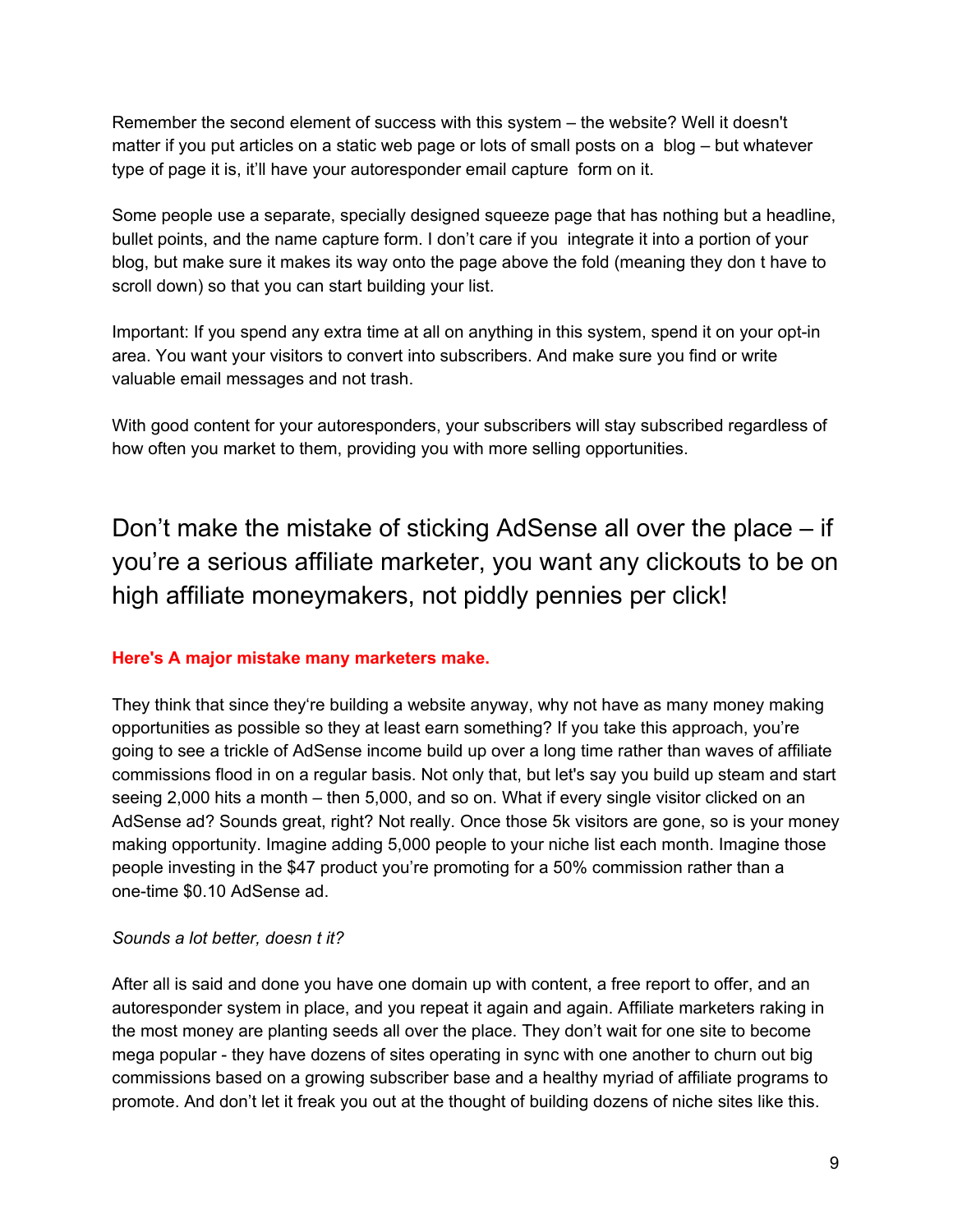Remember the second element of success with this system – the website? Well it doesn't matter if you put articles on a static web page or lots of small posts on a blog – but whatever type of page it is, it'll have your autoresponder email capture form on it.

Some people use a separate, specially designed squeeze page that has nothing but a headline, bullet points, and the name capture form. I don't care if you integrate it into a portion of your blog, but make sure it makes its way onto the page above the fold (meaning they don t have to scroll down) so that you can start building your list.

Important: If you spend any extra time at all on anything in this system, spend it on your opt-in area. You want your visitors to convert into subscribers. And make sure you find or write valuable email messages and not trash.

With good content for your autoresponders, your subscribers will stay subscribed regardless of how often you market to them, providing you with more selling opportunities.

## Don't make the mistake of sticking AdSense all over the place – if you're a serious affiliate marketer, you want any clickouts to be on high affiliate moneymakers, not piddly pennies per click!

**Here's A major mistake many marketers make.**

They think that since they're building a website anyway, why not have as many money making opportunities as possible so they at least earn something? If you take this approach, you're going to see a trickle of AdSense income build up over a long time rather than waves of affiliate commissions flood in on a regular basis. Not only that, but let's say you build up steam and start seeing 2,000 hits a month – then 5,000, and so on. What if every single visitor clicked on an AdSense ad? Sounds great, right? Not really. Once those 5k visitors are gone, so is your money making opportunity. Imagine adding 5,000 people to your niche list each month. Imagine those people investing in the $47 product you're promoting for a 50% commission rather than a one-time $0.10 AdSense ad.

*Sounds a lot better, doesn t it?*

After all is said and done you have one domain up with content, a free report to offer, and an autoresponder system in place, and you repeat it again and again. Affiliate marketers raking in the most money are planting seeds all over the place. They don't wait for one site to become mega popular - they have dozens of sites operating in sync with one another to churn out big commissions based on a growing subscriber base and a healthy myriad of affiliate programs to promote. And don't let it freak you out at the thought of building dozens of niche sites like this.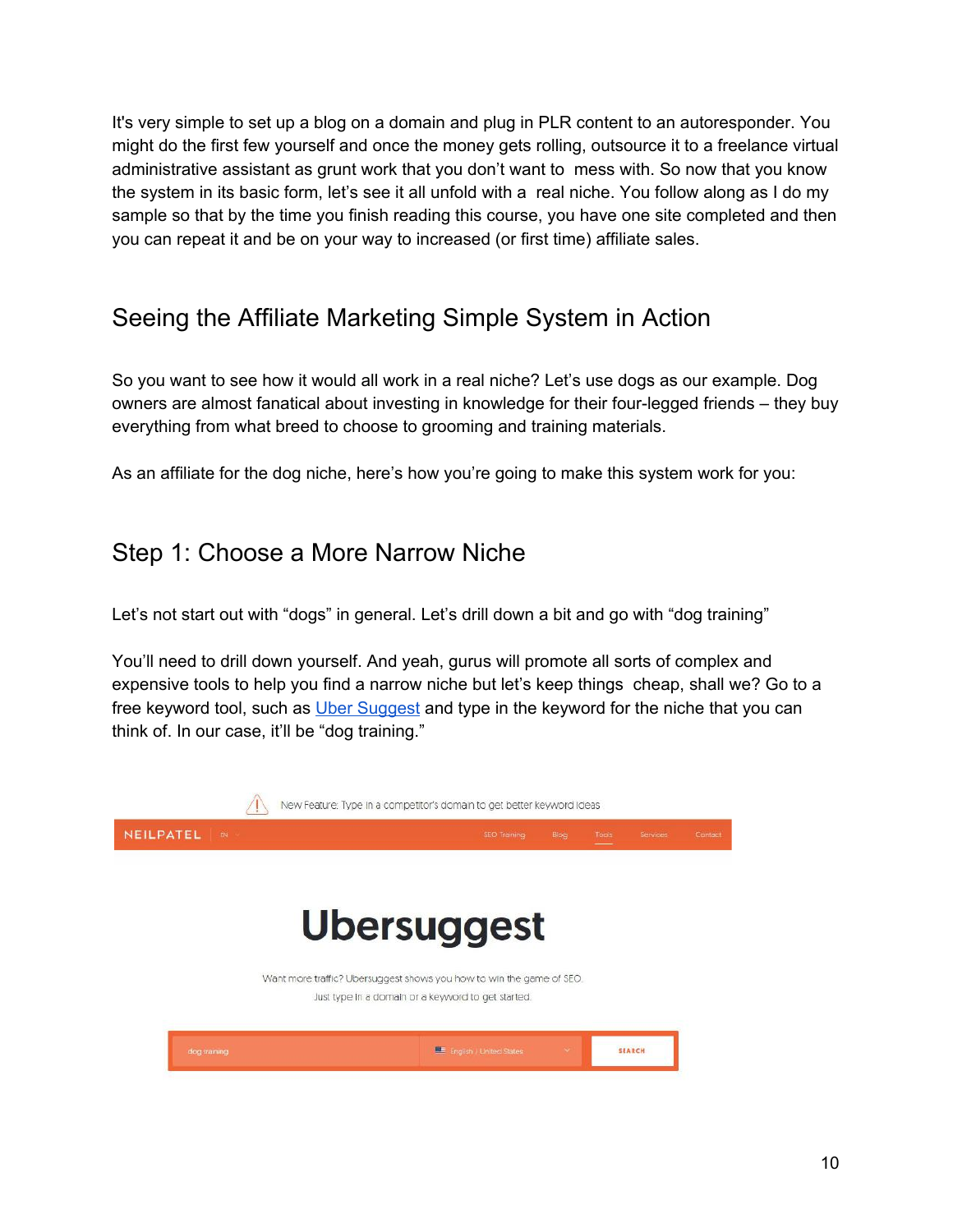It's very simple to set up a blog on a domain and plug in PLR content to an autoresponder. You might do the first few yourself and once the money gets rolling, outsource it to a freelance virtual administrative assistant as grunt work that you don't want to mess with. So now that you know the system in its basic form, let's see it all unfold with a real niche. You follow along as I do my sample so that by the time you finish reading this course, you have one site completed and then you can repeat it and be on your way to increased (or first time) affiliate sales.

## Seeing the Affiliate Marketing Simple System in Action

So you want to see how it would all work in a real niche? Let's use dogs as our example. Dog owners are almost fanatical about investing in knowledge for their four-legged friends – they buy everything from what breed to choose to grooming and training materials.

As an affiliate for the dog niche, here's how you're going to make this system work for you:

## Step 1: Choose a More Narrow Niche

Let's not start out with "dogs" in general. Let's drill down a bit and go with "dog training"

You'll need to drill down yourself. And yeah, gurus will promote all sorts of complex and expensive tools to help you find a narrow niche but let's keep things cheap, shall we? Go to a free keyword tool, such as Uber Suggest and type in the keyword for the niche that you can think of. In our case, it'll be "dog training."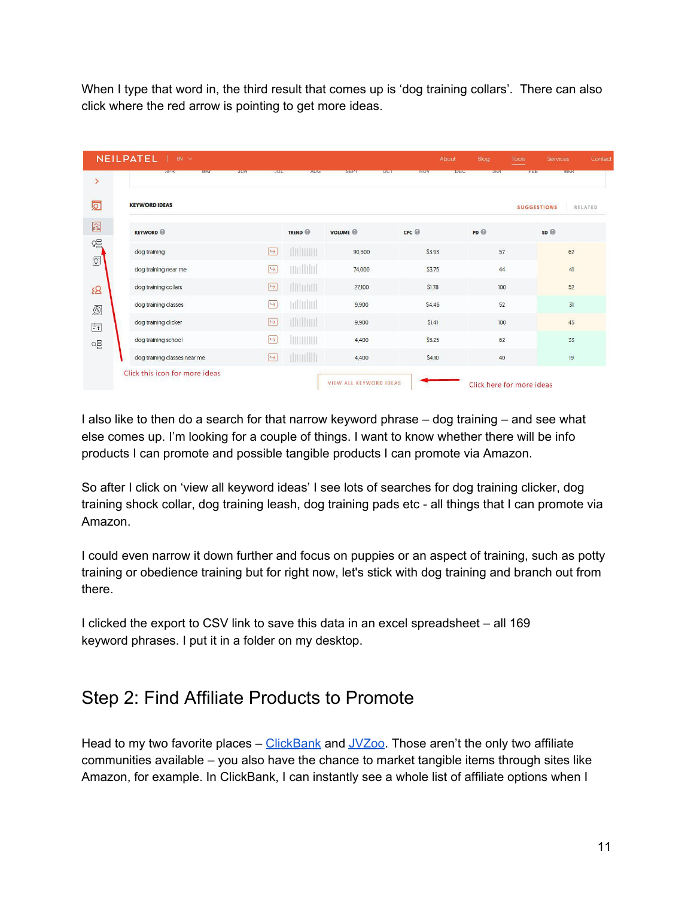When I type that word in, the third result that comes up is 'dog training collars'. There can also click where the red arrow is pointing to get more ideas.

**KEYWORD IDEAS**

| KEYWORD | TREND | VOLUME | CPC | PD | SD |
|---|---|---|---|---|---|
| dog training | | 90,500 | $3.93 | 57 | 62 |
| dog training near me | | 74,000 | $3.75 | 44 | 41 |
| dog training collars | | 27,100 | $1.78 | 100 | 52 |
| dog training classes | | 9,900 | $4.46 | 52 | 31 |
| dog training clicker | | 9,900 | $1.41 | 100 | 45 |
| dog training school | | 4,400 | $5.25 | 62 | 33 |
| dog training classes near me | | 4,400 | $4.10 | 40 | 19 |

Click this icon for more ideas

VIEW ALL KEYWORD IDEAS — Click here for more ideas

I also like to then do a search for that narrow keyword phrase – dog training – and see what else comes up. I'm looking for a couple of things. I want to know whether there will be info products I can promote and possible tangible products I can promote via Amazon.

So after I click on 'view all keyword ideas' I see lots of searches for dog training clicker, dog training shock collar, dog training leash, dog training pads etc - all things that I can promote via Amazon.

I could even narrow it down further and focus on puppies or an aspect of training, such as potty training or obedience training but for right now, let's stick with dog training and branch out from there.

I clicked the export to CSV link to save this data in an excel spreadsheet – all 169 keyword phrases. I put it in a folder on my desktop.

## Step 2: Find Affiliate Products to Promote

Head to my two favorite places – ClickBank and JVZoo. Those aren't the only two affiliate communities available – you also have the chance to market tangible items through sites like Amazon, for example. In ClickBank, I can instantly see a whole list of affiliate options when I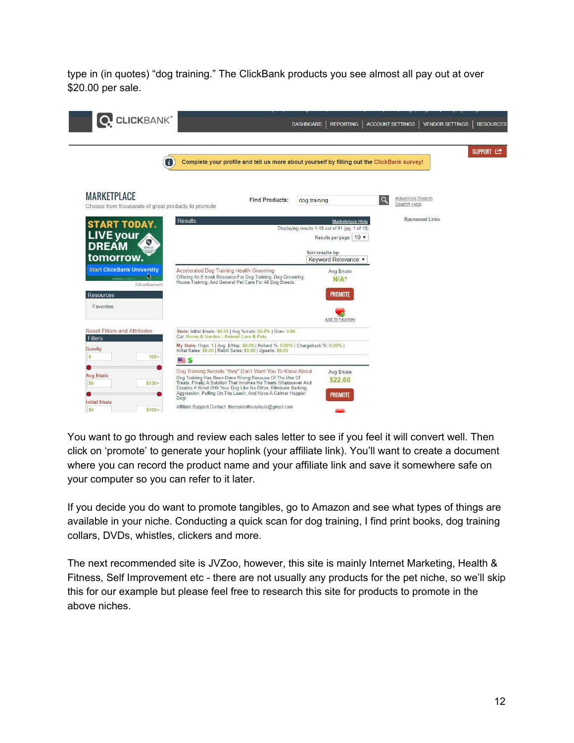type in (in quotes) “dog training.” The ClickBank products you see almost all pay out at over $20.00 per sale.

You want to go through and review each sales letter to see if you feel it will convert well. Then click on ‘promote’ to generate your hoplink (your affiliate link). You’ll want to create a document where you can record the product name and your affiliate link and save it somewhere safe on your computer so you can refer to it later.

If you decide you do want to promote tangibles, go to Amazon and see what types of things are available in your niche. Conducting a quick scan for dog training, I find print books, dog training collars, DVDs, whistles, clickers and more.

The next recommended site is JVZoo, however, this site is mainly Internet Marketing, Health & Fitness, Self Improvement etc - there are not usually any products for the pet niche, so we’ll skip this for our example but please feel free to research this site for products to promote in the above niches.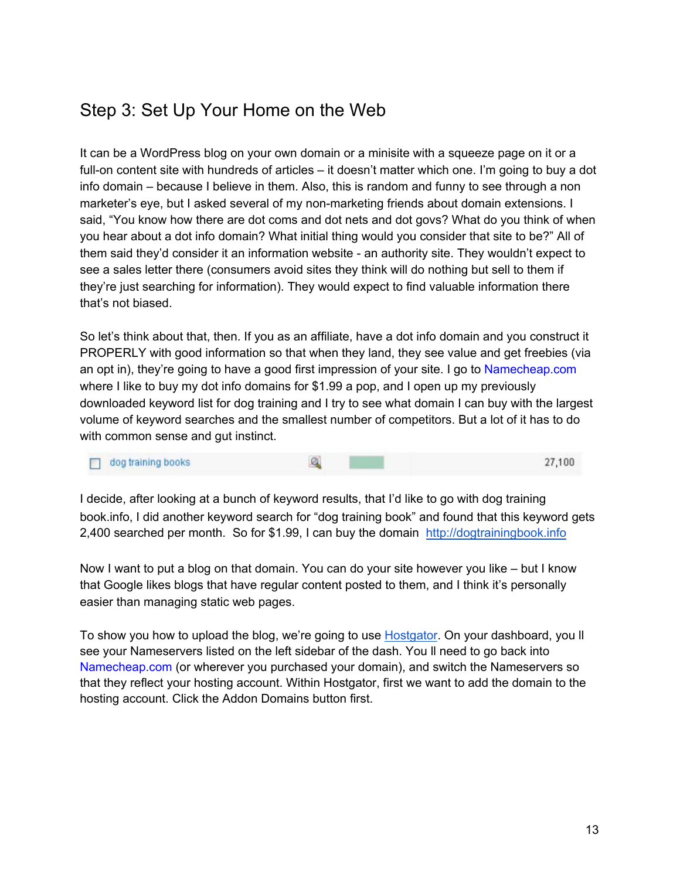## Step 3: Set Up Your Home on the Web

It can be a WordPress blog on your own domain or a minisite with a squeeze page on it or a full-on content site with hundreds of articles – it doesn't matter which one. I'm going to buy a dot info domain – because I believe in them. Also, this is random and funny to see through a non marketer's eye, but I asked several of my non-marketing friends about domain extensions. I said, "You know how there are dot coms and dot nets and dot govs? What do you think of when you hear about a dot info domain? What initial thing would you consider that site to be?" All of them said they'd consider it an information website - an authority site. They wouldn't expect to see a sales letter there (consumers avoid sites they think will do nothing but sell to them if they're just searching for information). They would expect to find valuable information there that's not biased.

So let's think about that, then. If you as an affiliate, have a dot info domain and you construct it PROPERLY with good information so that when they land, they see value and get freebies (via an opt in), they're going to have a good first impression of your site. I go to Namecheap.com where I like to buy my dot info domains for $1.99 a pop, and I open up my previously downloaded keyword list for dog training and I try to see what domain I can buy with the largest volume of keyword searches and the smallest number of competitors. But a lot of it has to do with common sense and gut instinct.

| dog training books | 27,100 |
|---|---|

I decide, after looking at a bunch of keyword results, that I'd like to go with dog training book.info, I did another keyword search for "dog training book" and found that this keyword gets 2,400 searched per month. So for $1.99, I can buy the domain http://dogtrainingbook.info

Now I want to put a blog on that domain. You can do your site however you like – but I know that Google likes blogs that have regular content posted to them, and I think it's personally easier than managing static web pages.

To show you how to upload the blog, we're going to use Hostgator. On your dashboard, you ll see your Nameservers listed on the left sidebar of the dash. You ll need to go back into Namecheap.com (or wherever you purchased your domain), and switch the Nameservers so that they reflect your hosting account. Within Hostgator, first we want to add the domain to the hosting account. Click the Addon Domains button first.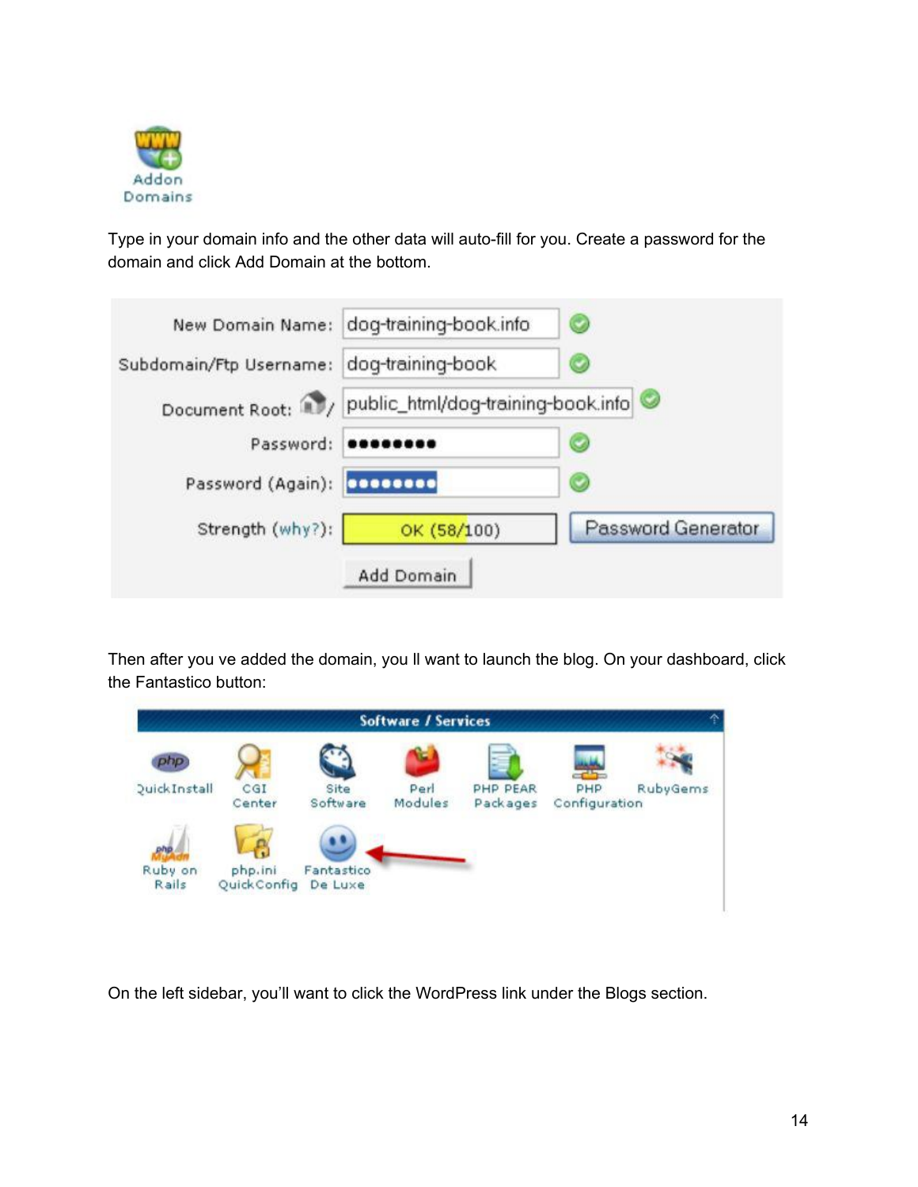Type in your domain info and the other data will auto-fill for you. Create a password for the domain and click Add Domain at the bottom.

Then after you ve added the domain, you ll want to launch the blog. On your dashboard, click the Fantastico button:

On the left sidebar, you'll want to click the WordPress link under the Blogs section.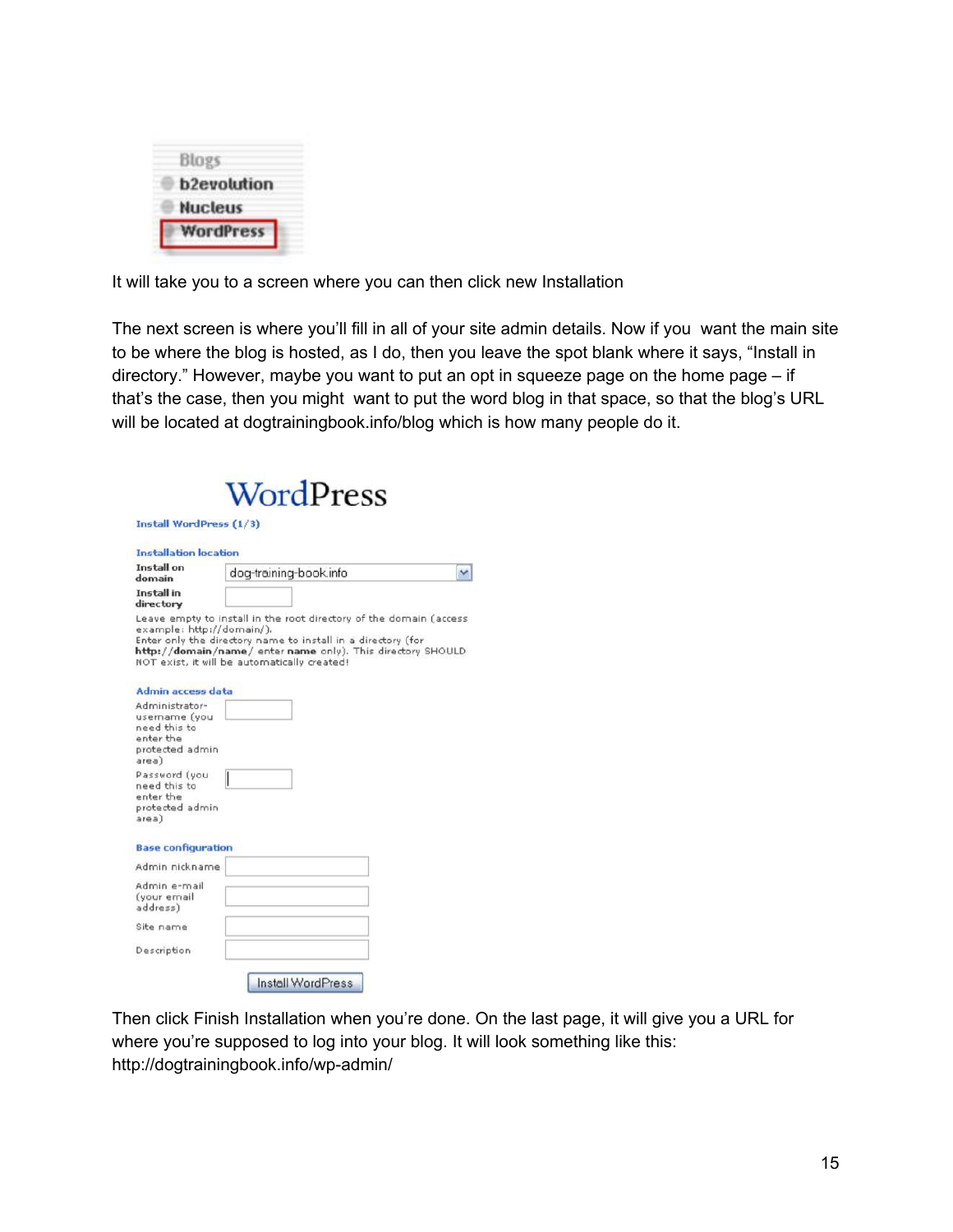It will take you to a screen where you can then click new Installation

The next screen is where you'll fill in all of your site admin details. Now if you want the main site to be where the blog is hosted, as I do, then you leave the spot blank where it says, "Install in directory." However, maybe you want to put an opt in squeeze page on the home page – if that's the case, then you might want to put the word blog in that space, so that the blog's URL will be located at dogtrainingbook.info/blog which is how many people do it.

Then click Finish Installation when you're done. On the last page, it will give you a URL for where you're supposed to log into your blog. It will look something like this: http://dogtrainingbook.info/wp-admin/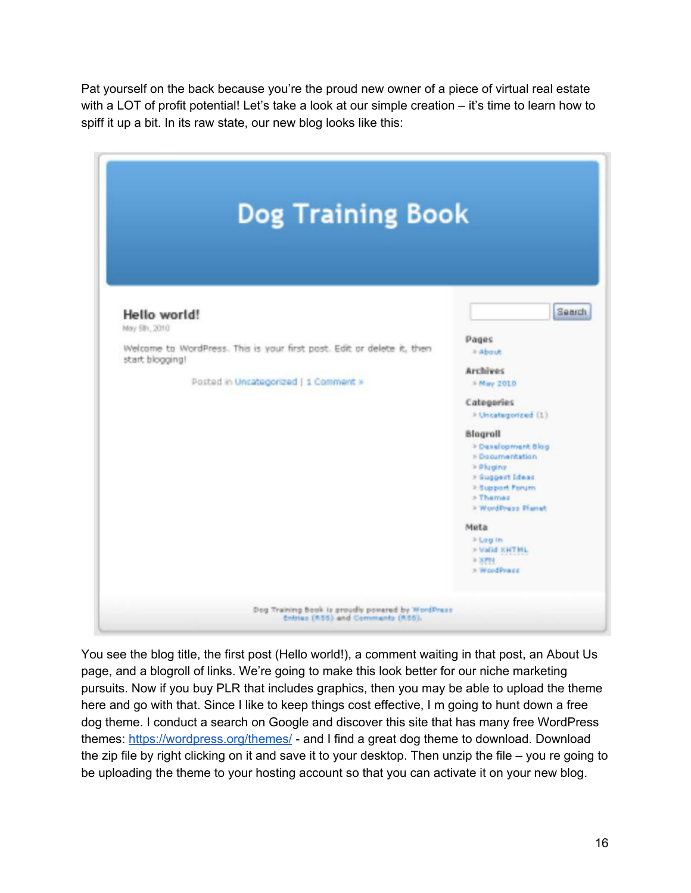Pat yourself on the back because you're the proud new owner of a piece of virtual real estate with a LOT of profit potential! Let's take a look at our simple creation – it's time to learn how to spiff it up a bit. In its raw state, our new blog looks like this:

You see the blog title, the first post (Hello world!), a comment waiting in that post, an About Us page, and a blogroll of links. We're going to make this look better for our niche marketing pursuits. Now if you buy PLR that includes graphics, then you may be able to upload the theme here and go with that. Since I like to keep things cost effective, I m going to hunt down a free dog theme. I conduct a search on Google and discover this site that has many free WordPress themes: [https://wordpress.org/themes/](https://wordpress.org/themes/) - and I find a great dog theme to download. Download the zip file by right clicking on it and save it to your desktop. Then unzip the file – you re going to be uploading the theme to your hosting account so that you can activate it on your new blog.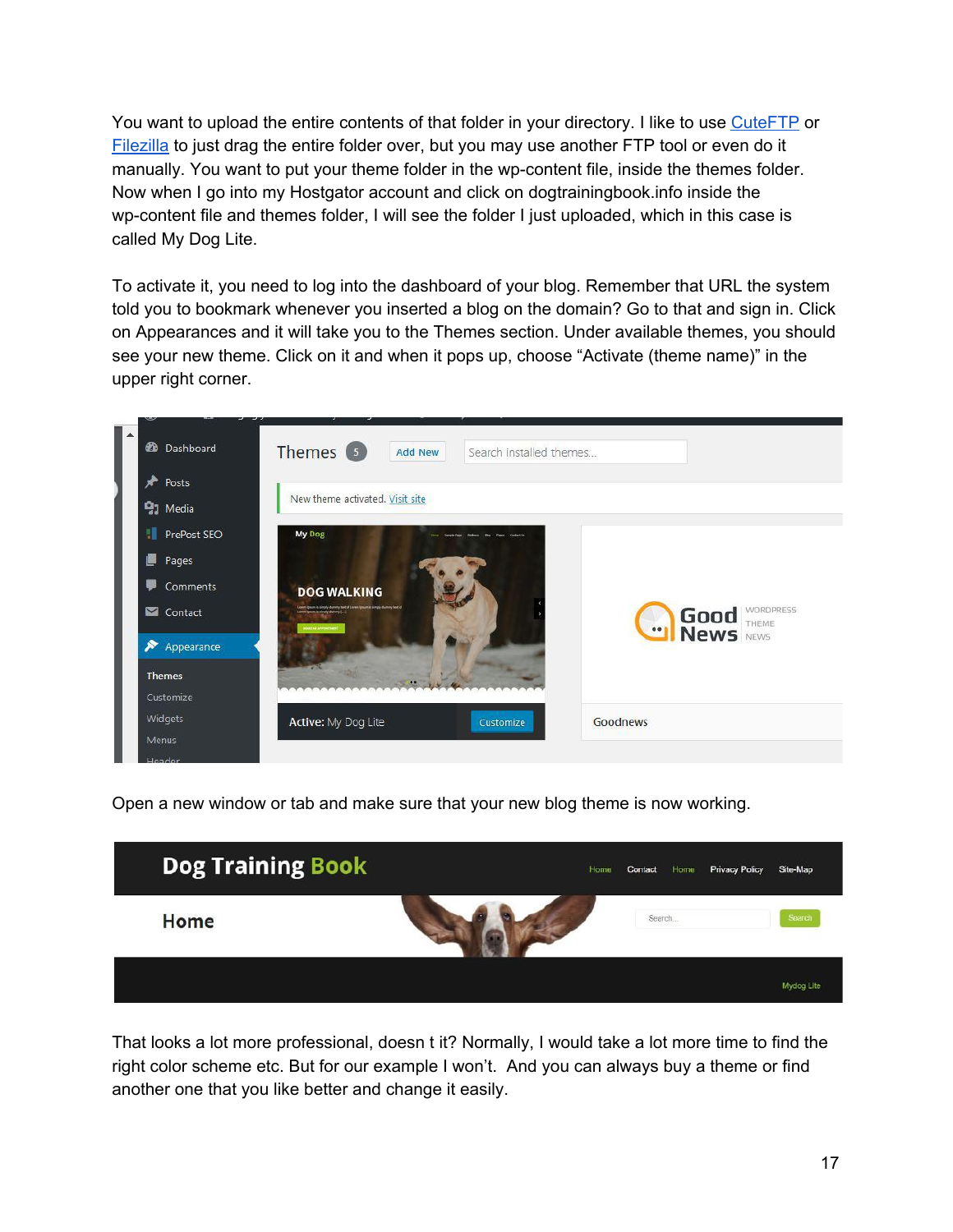You want to upload the entire contents of that folder in your directory. I like to use [CuteFTP](#) or [Filezilla](#) to just drag the entire folder over, but you may use another FTP tool or even do it manually. You want to put your theme folder in the wp-content file, inside the themes folder. Now when I go into my Hostgator account and click on dogtrainingbook.info inside the wp-content file and themes folder, I will see the folder I just uploaded, which in this case is called My Dog Lite.

To activate it, you need to log into the dashboard of your blog. Remember that URL the system told you to bookmark whenever you inserted a blog on the domain? Go to that and sign in. Click on Appearances and it will take you to the Themes section. Under available themes, you should see your new theme. Click on it and when it pops up, choose "Activate (theme name)" in the upper right corner.

Open a new window or tab and make sure that your new blog theme is now working.

That looks a lot more professional, doesn t it? Normally, I would take a lot more time to find the right color scheme etc. But for our example I won't. And you can always buy a theme or find another one that you like better and change it easily.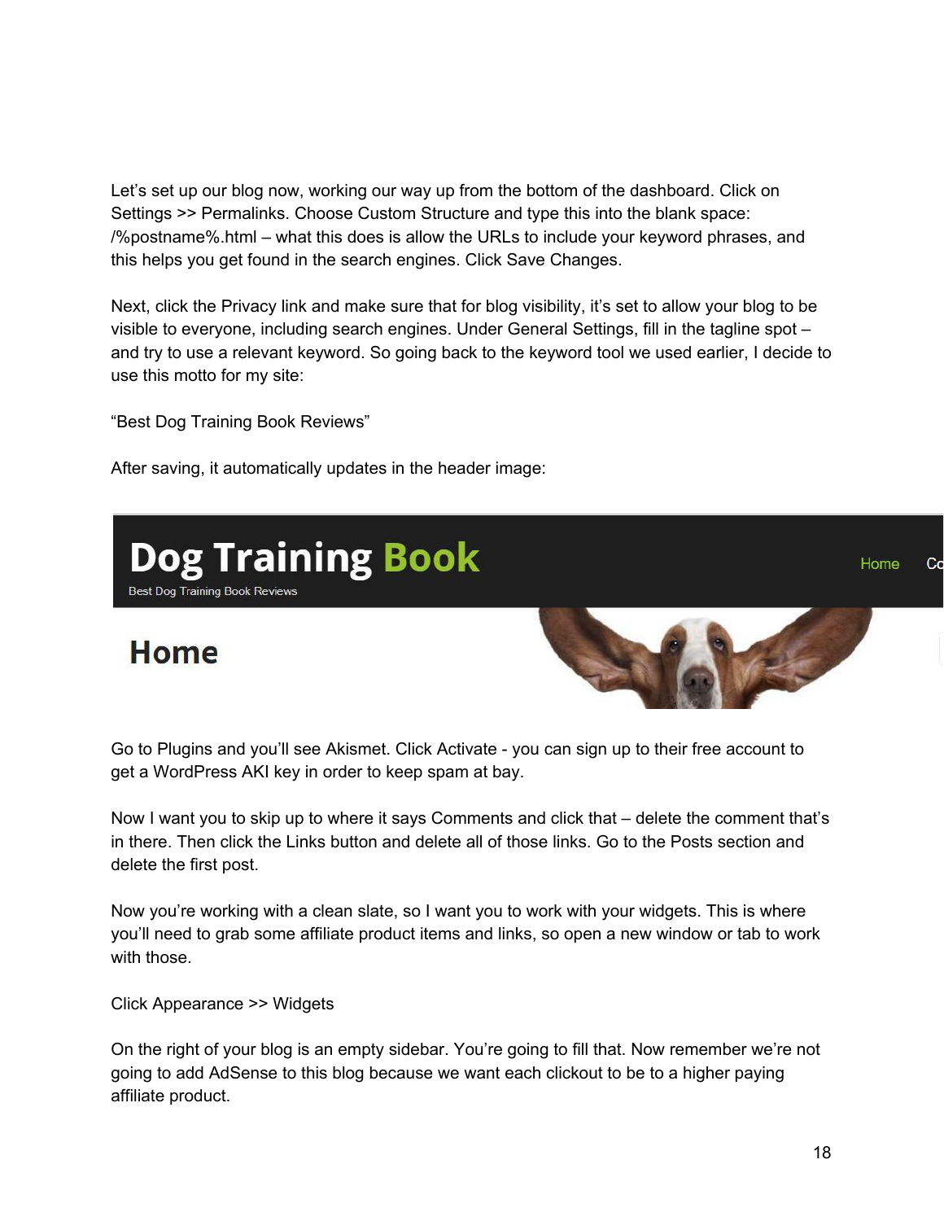Let's set up our blog now, working our way up from the bottom of the dashboard. Click on Settings >> Permalinks. Choose Custom Structure and type this into the blank space: /%postname%.html – what this does is allow the URLs to include your keyword phrases, and this helps you get found in the search engines. Click Save Changes.

Next, click the Privacy link and make sure that for blog visibility, it's set to allow your blog to be visible to everyone, including search engines. Under General Settings, fill in the tagline spot – and try to use a relevant keyword. So going back to the keyword tool we used earlier, I decide to use this motto for my site:

"Best Dog Training Book Reviews"

After saving, it automatically updates in the header image:

Go to Plugins and you'll see Akismet. Click Activate - you can sign up to their free account to get a WordPress AKI key in order to keep spam at bay.

Now I want you to skip up to where it says Comments and click that – delete the comment that's in there. Then click the Links button and delete all of those links. Go to the Posts section and delete the first post.

Now you're working with a clean slate, so I want you to work with your widgets. This is where you'll need to grab some affiliate product items and links, so open a new window or tab to work with those.

Click Appearance >> Widgets

On the right of your blog is an empty sidebar. You're going to fill that. Now remember we're not going to add AdSense to this blog because we want each clickout to be to a higher paying affiliate product.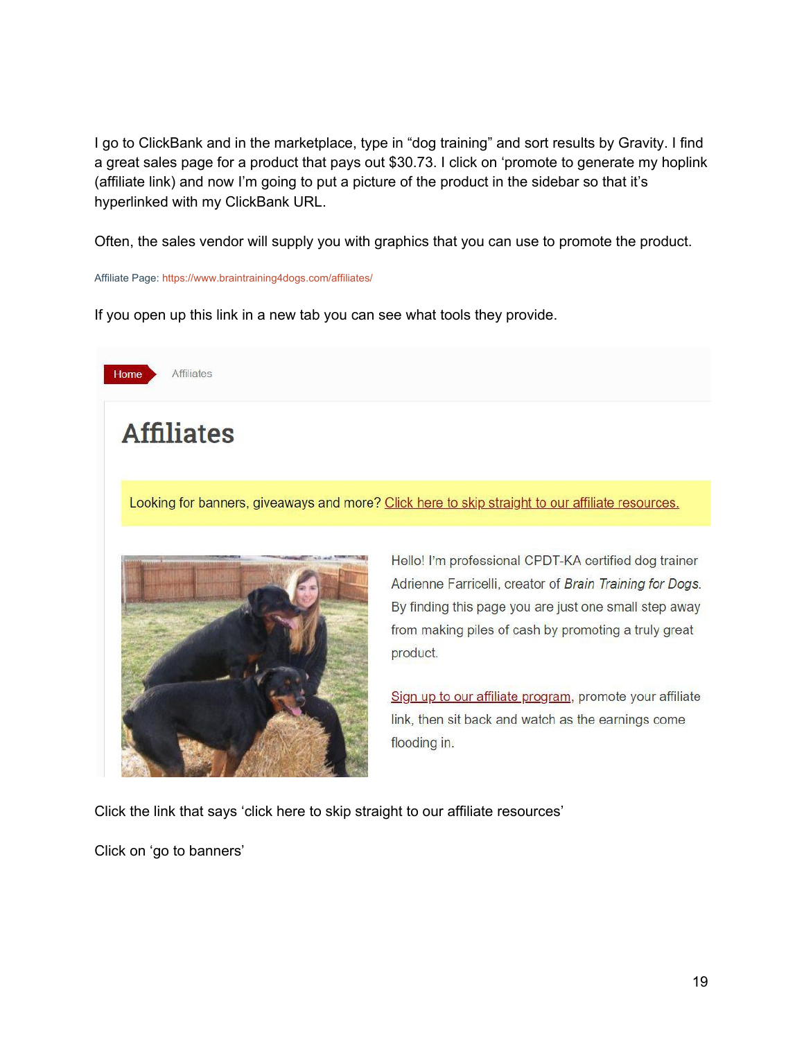I go to ClickBank and in the marketplace, type in "dog training" and sort results by Gravity. I find a great sales page for a product that pays out $30.73. I click on 'promote to generate my hoplink (affiliate link) and now I'm going to put a picture of the product in the sidebar so that it's hyperlinked with my ClickBank URL.

Often, the sales vendor will supply you with graphics that you can use to promote the product.

Affiliate Page: https://www.braintraining4dogs.com/affiliates/

If you open up this link in a new tab you can see what tools they provide.

Home Affiliates

# Affiliates

Looking for banners, giveaways and more? Click here to skip straight to our affiliate resources.

Hello! I'm professional CPDT-KA certified dog trainer Adrienne Farricelli, creator of *Brain Training for Dogs*. By finding this page you are just one small step away from making piles of cash by promoting a truly great product.

Sign up to our affiliate program, promote your affiliate link, then sit back and watch as the earnings come flooding in.

Click the link that says 'click here to skip straight to our affiliate resources'

Click on 'go to banners'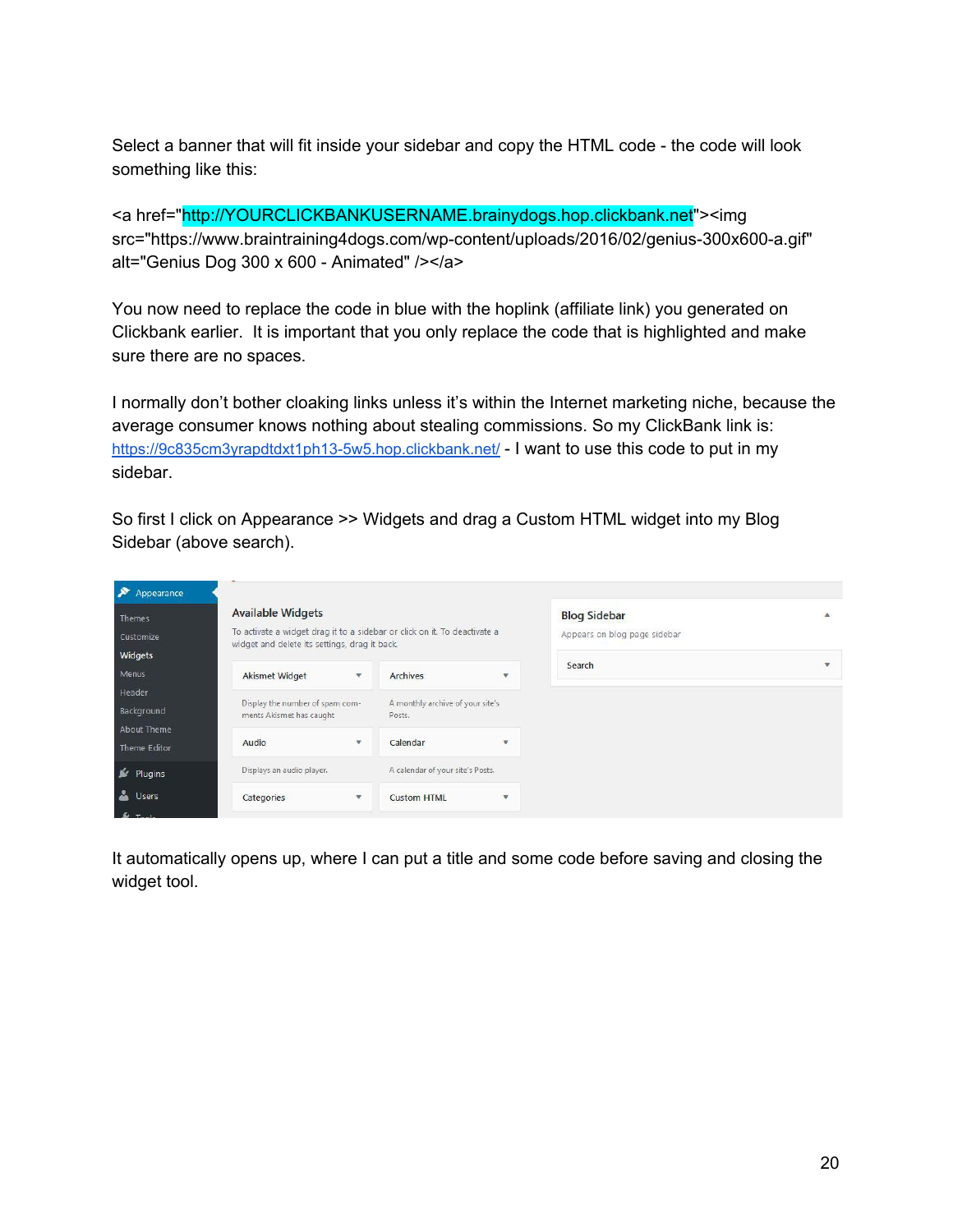Select a banner that will fit inside your sidebar and copy the HTML code - the code will look something like this:

```
<a href="http://YOURCLICKBANKUSERNAME.brainydogs.hop.clickbank.net"><img src="https://www.braintraining4dogs.com/wp-content/uploads/2016/02/genius-300x600-a.gif" alt="Genius Dog 300 x 600 - Animated" /></a>
```

You now need to replace the code in blue with the hoplink (affiliate link) you generated on Clickbank earlier. It is important that you only replace the code that is highlighted and make sure there are no spaces.

I normally don't bother cloaking links unless it's within the Internet marketing niche, because the average consumer knows nothing about stealing commissions. So my ClickBank link is: https://9c835cm3yrapdtdxt1ph13-5w5.hop.clickbank.net/ - I want to use this code to put in my sidebar.

So first I click on Appearance >> Widgets and drag a Custom HTML widget into my Blog Sidebar (above search).

It automatically opens up, where I can put a title and some code before saving and closing the widget tool.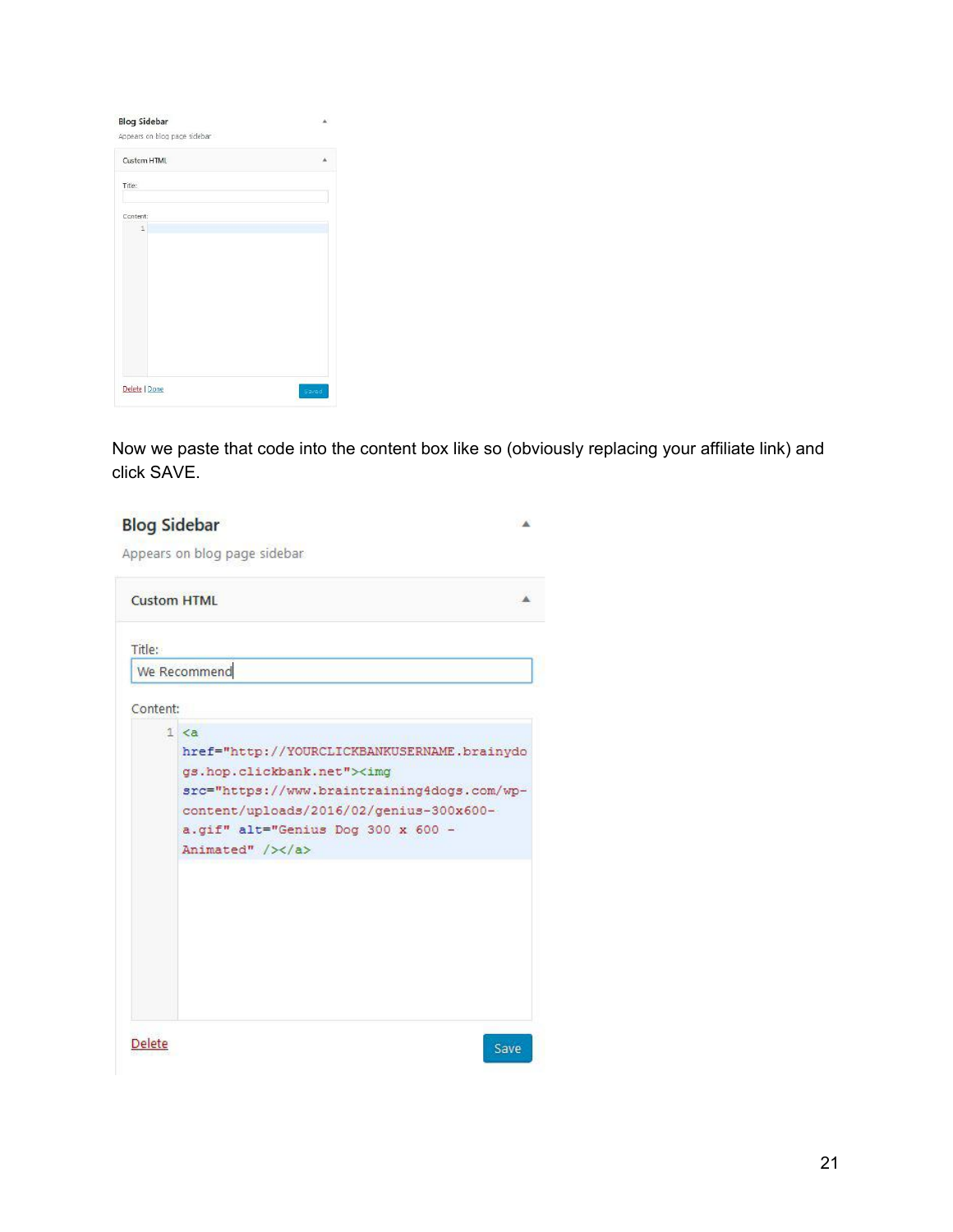Now we paste that code into the content box like so (obviously replacing your affiliate link) and click SAVE.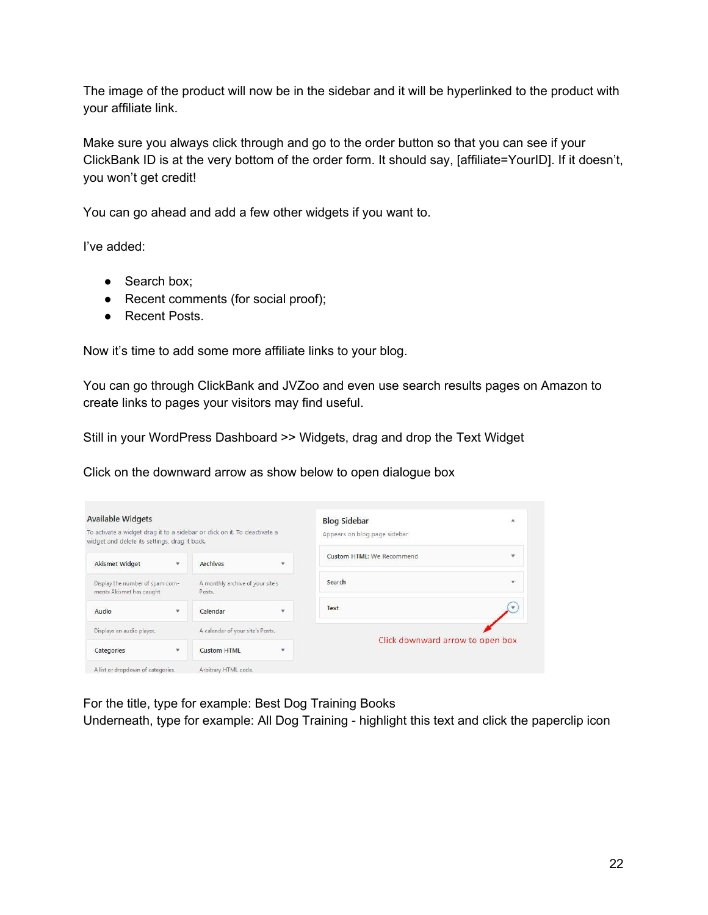The image of the product will now be in the sidebar and it will be hyperlinked to the product with your affiliate link.

Make sure you always click through and go to the order button so that you can see if your ClickBank ID is at the very bottom of the order form. It should say, [affiliate=YourID]. If it doesn't, you won't get credit!

You can go ahead and add a few other widgets if you want to.

I've added:

- Search box;
- Recent comments (for social proof);
- Recent Posts.

Now it's time to add some more affiliate links to your blog.

You can go through ClickBank and JVZoo and even use search results pages on Amazon to create links to pages your visitors may find useful.

Still in your WordPress Dashboard >> Widgets, drag and drop the Text Widget

Click on the downward arrow as show below to open dialogue box

For the title, type for example: Best Dog Training Books
Underneath, type for example: All Dog Training - highlight this text and click the paperclip icon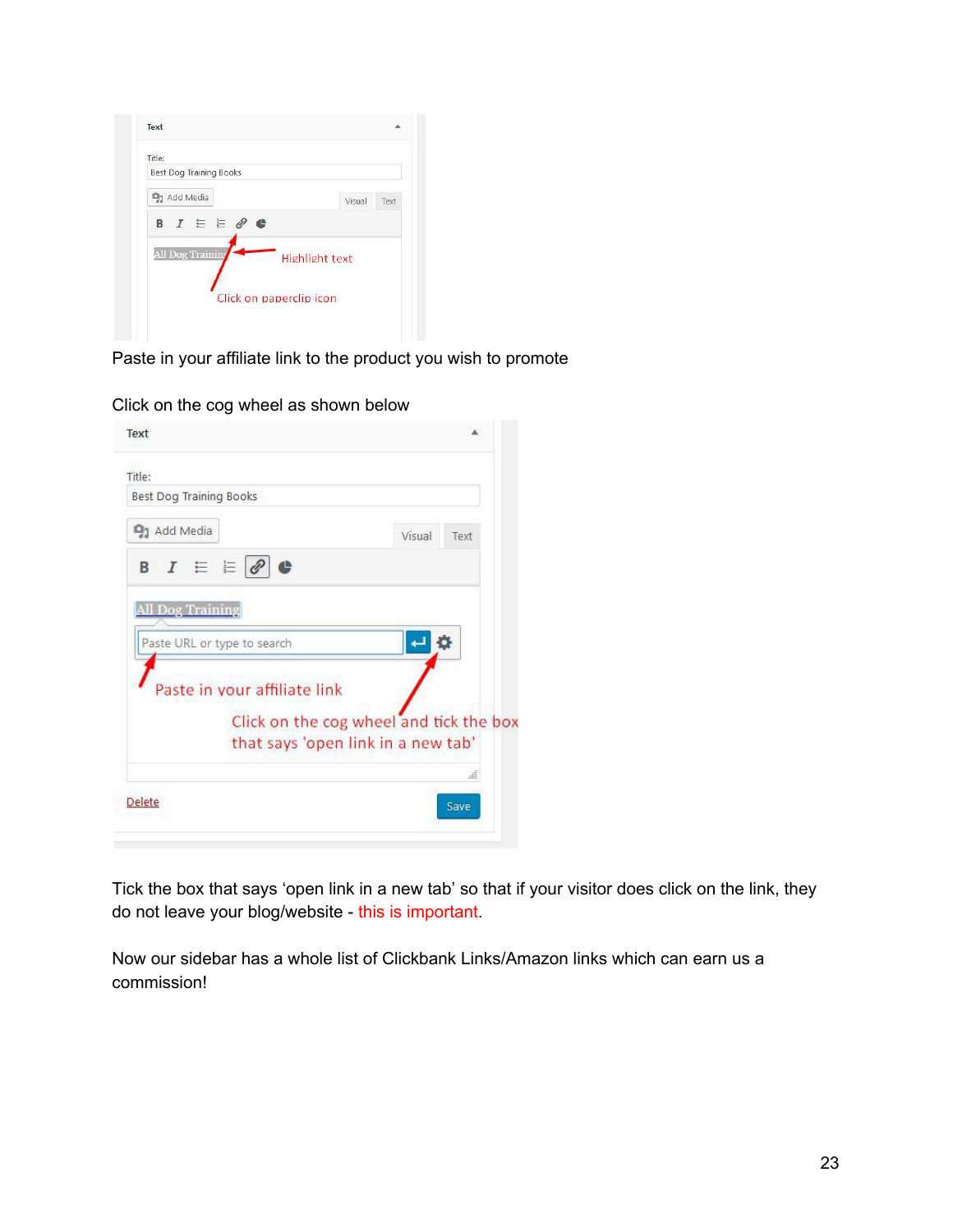Paste in your affiliate link to the product you wish to promote

Click on the cog wheel as shown below

Tick the box that says 'open link in a new tab' so that if your visitor does click on the link, they do not leave your blog/website - this is important.

Now our sidebar has a whole list of Clickbank Links/Amazon links which can earn us a commission!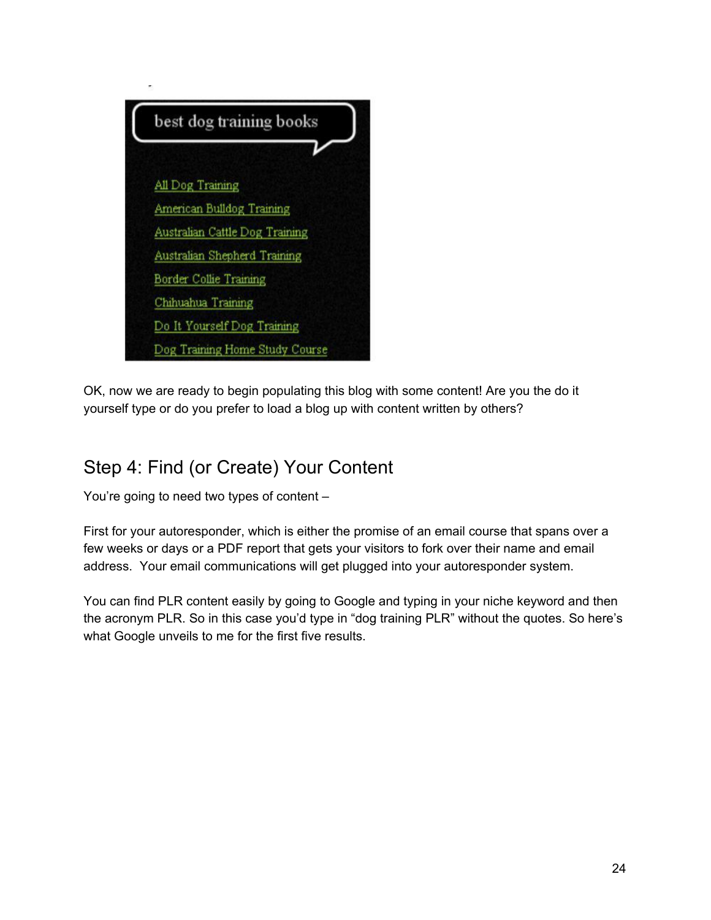best dog training books

- All Dog Training
- American Bulldog Training
- Australian Cattle Dog Training
- Australian Shepherd Training
- Border Collie Training
- Chihuahua Training
- Do It Yourself Dog Training
- Dog Training Home Study Course

OK, now we are ready to begin populating this blog with some content! Are you the do it yourself type or do you prefer to load a blog up with content written by others?

## Step 4: Find (or Create) Your Content

You're going to need two types of content –

First for your autoresponder, which is either the promise of an email course that spans over a few weeks or days or a PDF report that gets your visitors to fork over their name and email address. Your email communications will get plugged into your autoresponder system.

You can find PLR content easily by going to Google and typing in your niche keyword and then the acronym PLR. So in this case you'd type in "dog training PLR" without the quotes. So here's what Google unveils to me for the first five results.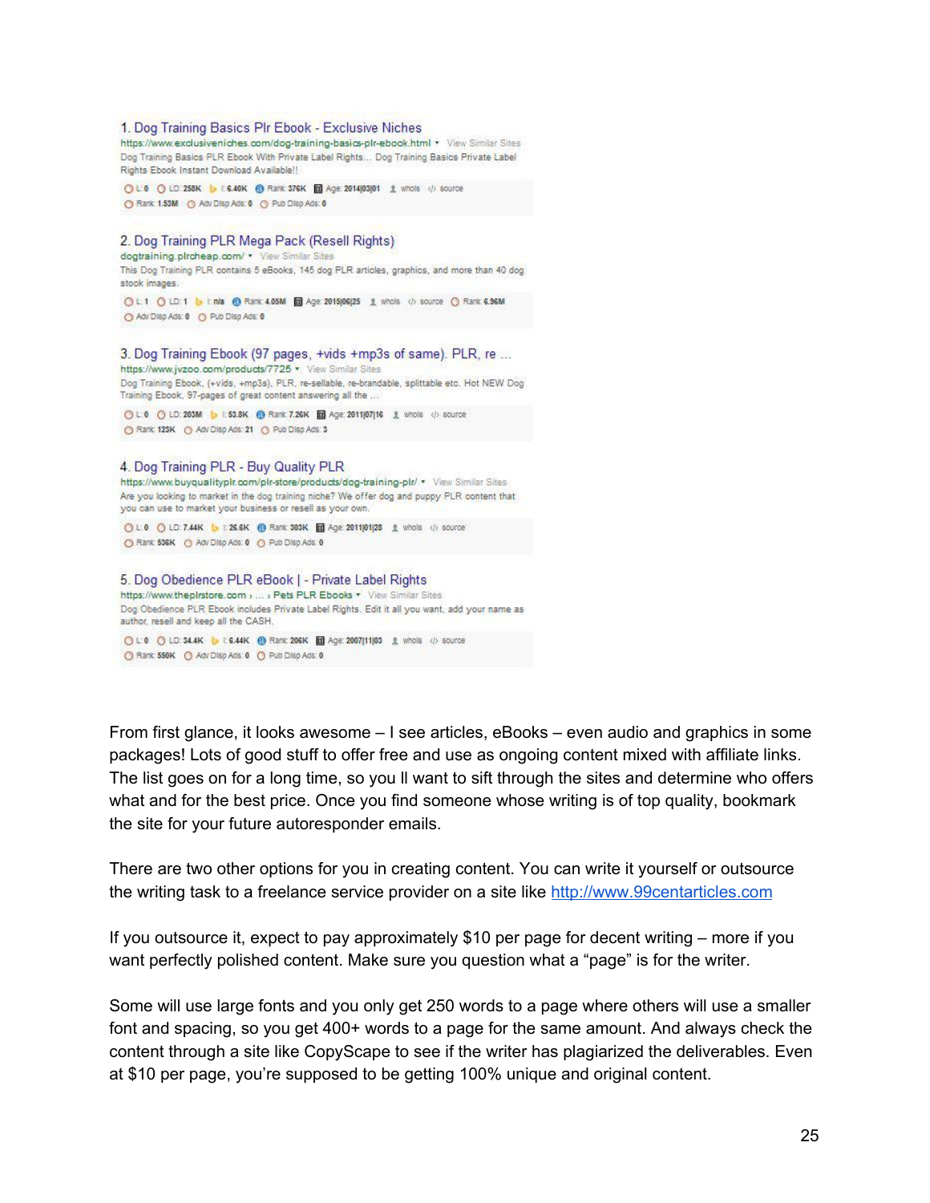1. Dog Training Basics Plr Ebook - Exclusive Niches
https://www.exclusiveniches.com/dog-training-basics-plr-ebook.html ▾ View Similar Sites
Dog Training Basics PLR Ebook With Private Label Rights... Dog Training Basics Private Label Rights Ebook Instant Download Available!!
L: 0 LD: 258K I: 6.40K Rank: 376K Age: 2014|03|01 whois source
Rank: 1.53M Adv Disp Ads: 0 Pub Disp Ads: 0

2. Dog Training PLR Mega Pack (Resell Rights)
dogtraining.plrcheap.com/ ▾ View Similar Sites
This Dog Training PLR contains 5 eBooks, 145 dog PLR articles, graphics, and more than 40 dog stock images.
L: 1 LD: 1 I: n/a Rank: 4.05M Age: 2015|06|25 whois source Rank: 6.96M
Adv Disp Ads: 0 Pub Disp Ads: 0

3. Dog Training Ebook (97 pages, +vids +mp3s of same). PLR, re ...
https://www.jvzoo.com/products/7725 ▾ View Similar Sites
Dog Training Ebook, (+vids, +mp3s), PLR, re-sellable, re-brandable, splittable etc. Hot NEW Dog Training Ebook, 97-pages of great content answering all the ...
L: 0 LD: 203M I: 53.8K Rank: 7.26K Age: 2011|07|16 whois source
Rank: 123K Adv Disp Ads: 21 Pub Disp Ads: 3

4. Dog Training PLR - Buy Quality PLR
https://www.buyqualityplr.com/plr-store/products/dog-training-plr/ ▾ View Similar Sites
Are you looking to market in the dog training niche? We offer dog and puppy PLR content that you can use to market your business or resell as your own.
L: 0 LD: 7.44K I: 26.6K Rank: 303K Age: 2011|01|28 whois source
Rank: 536K Adv Disp Ads: 0 Pub Disp Ads: 0

5. Dog Obedience PLR eBook | - Private Label Rights
https://www.theplrstore.com › ... › Pets PLR Ebooks ▾ View Similar Sites
Dog Obedience PLR Ebook includes Private Label Rights. Edit it all you want, add your name as author, resell and keep all the CASH.
L: 0 LD: 34.4K I: 6.44K Rank: 206K Age: 2007|11|03 whois source
Rank: 550K Adv Disp Ads: 0 Pub Disp Ads: 0

From first glance, it looks awesome – I see articles, eBooks – even audio and graphics in some packages! Lots of good stuff to offer free and use as ongoing content mixed with affiliate links. The list goes on for a long time, so you ll want to sift through the sites and determine who offers what and for the best price. Once you find someone whose writing is of top quality, bookmark the site for your future autoresponder emails.

There are two other options for you in creating content. You can write it yourself or outsource the writing task to a freelance service provider on a site like http://www.99centarticles.com

If you outsource it, expect to pay approximately $10 per page for decent writing – more if you want perfectly polished content. Make sure you question what a "page" is for the writer.

Some will use large fonts and you only get 250 words to a page where others will use a smaller font and spacing, so you get 400+ words to a page for the same amount. And always check the content through a site like CopyScape to see if the writer has plagiarized the deliverables. Even at $10 per page, you're supposed to be getting 100% unique and original content.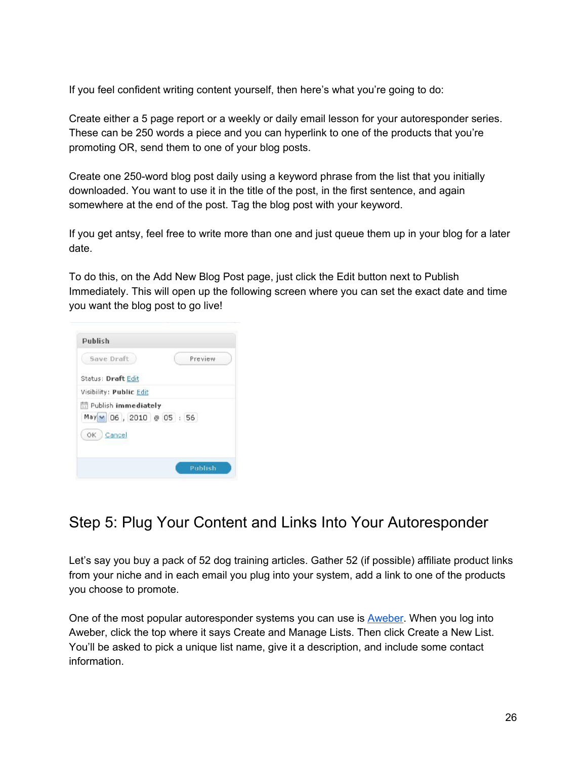If you feel confident writing content yourself, then here's what you're going to do:

Create either a 5 page report or a weekly or daily email lesson for your autoresponder series. These can be 250 words a piece and you can hyperlink to one of the products that you're promoting OR, send them to one of your blog posts.

Create one 250-word blog post daily using a keyword phrase from the list that you initially downloaded. You want to use it in the title of the post, in the first sentence, and again somewhere at the end of the post. Tag the blog post with your keyword.

If you get antsy, feel free to write more than one and just queue them up in your blog for a later date.

To do this, on the Add New Blog Post page, just click the Edit button next to Publish Immediately. This will open up the following screen where you can set the exact date and time you want the blog post to go live!

## Step 5: Plug Your Content and Links Into Your Autoresponder

Let's say you buy a pack of 52 dog training articles. Gather 52 (if possible) affiliate product links from your niche and in each email you plug into your system, add a link to one of the products you choose to promote.

One of the most popular autoresponder systems you can use is Aweber. When you log into Aweber, click the top where it says Create and Manage Lists. Then click Create a New List. You'll be asked to pick a unique list name, give it a description, and include some contact information.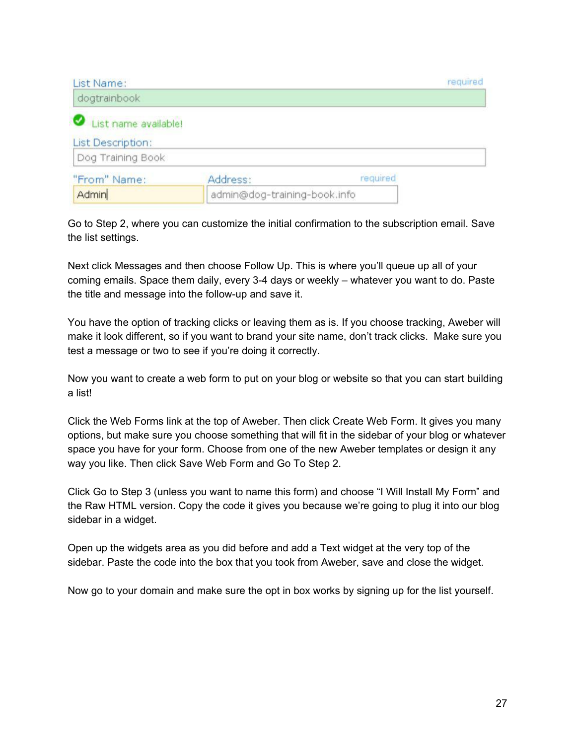List Name: required

dogtrainbook

List name available!

List Description:

Dog Training Book

"From" Name: Admin

Address: required

admin@dog-training-book.info

Go to Step 2, where you can customize the initial confirmation to the subscription email. Save the list settings.

Next click Messages and then choose Follow Up. This is where you'll queue up all of your coming emails. Space them daily, every 3-4 days or weekly – whatever you want to do. Paste the title and message into the follow-up and save it.

You have the option of tracking clicks or leaving them as is. If you choose tracking, Aweber will make it look different, so if you want to brand your site name, don't track clicks. Make sure you test a message or two to see if you're doing it correctly.

Now you want to create a web form to put on your blog or website so that you can start building a list!

Click the Web Forms link at the top of Aweber. Then click Create Web Form. It gives you many options, but make sure you choose something that will fit in the sidebar of your blog or whatever space you have for your form. Choose from one of the new Aweber templates or design it any way you like. Then click Save Web Form and Go To Step 2.

Click Go to Step 3 (unless you want to name this form) and choose "I Will Install My Form" and the Raw HTML version. Copy the code it gives you because we're going to plug it into our blog sidebar in a widget.

Open up the widgets area as you did before and add a Text widget at the very top of the sidebar. Paste the code into the box that you took from Aweber, save and close the widget.

Now go to your domain and make sure the opt in box works by signing up for the list yourself.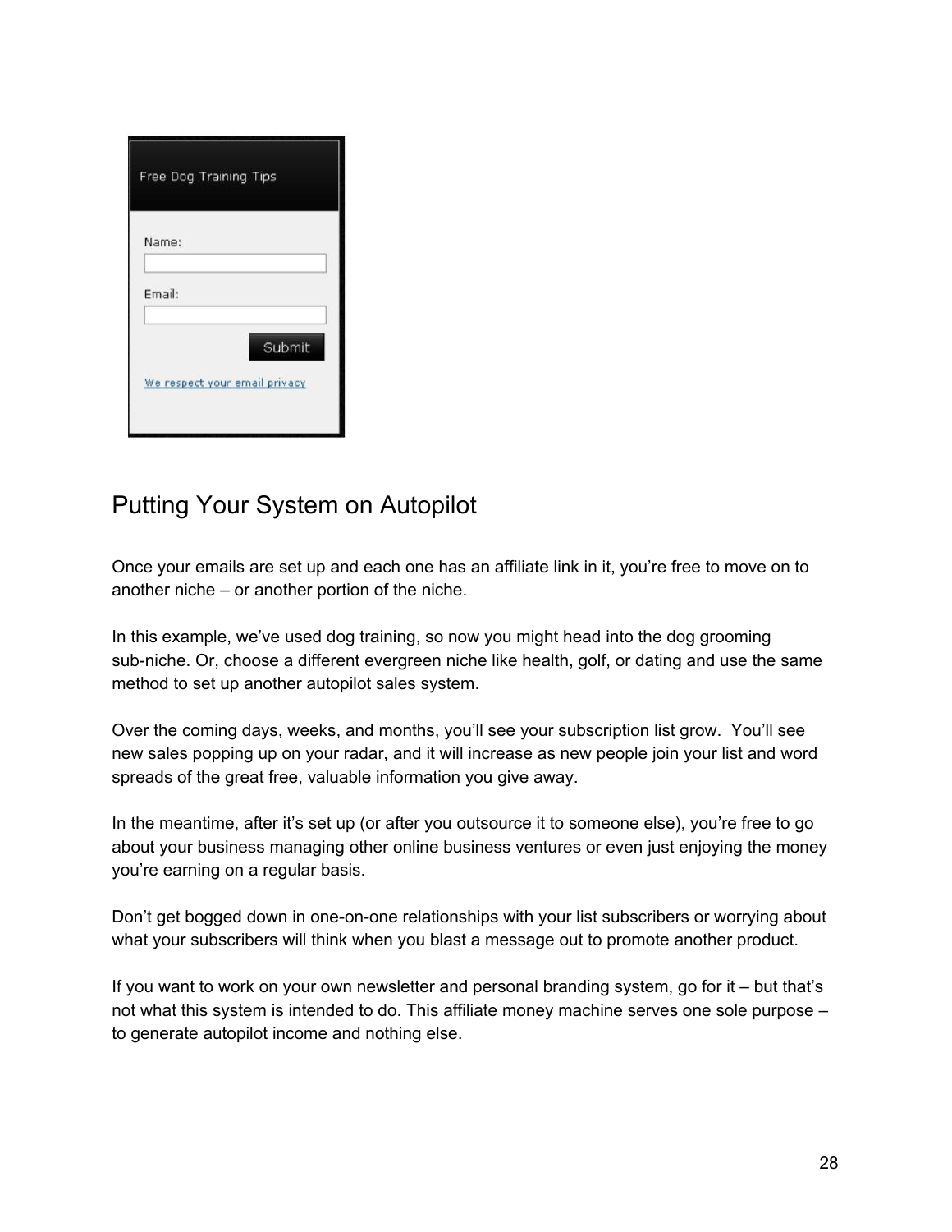## Putting Your System on Autopilot

Once your emails are set up and each one has an affiliate link in it, you're free to move on to another niche – or another portion of the niche.

In this example, we've used dog training, so now you might head into the dog grooming sub-niche. Or, choose a different evergreen niche like health, golf, or dating and use the same method to set up another autopilot sales system.

Over the coming days, weeks, and months, you'll see your subscription list grow. You'll see new sales popping up on your radar, and it will increase as new people join your list and word spreads of the great free, valuable information you give away.

In the meantime, after it's set up (or after you outsource it to someone else), you're free to go about your business managing other online business ventures or even just enjoying the money you're earning on a regular basis.

Don't get bogged down in one-on-one relationships with your list subscribers or worrying about what your subscribers will think when you blast a message out to promote another product.

If you want to work on your own newsletter and personal branding system, go for it – but that's not what this system is intended to do. This affiliate money machine serves one sole purpose – to generate autopilot income and nothing else.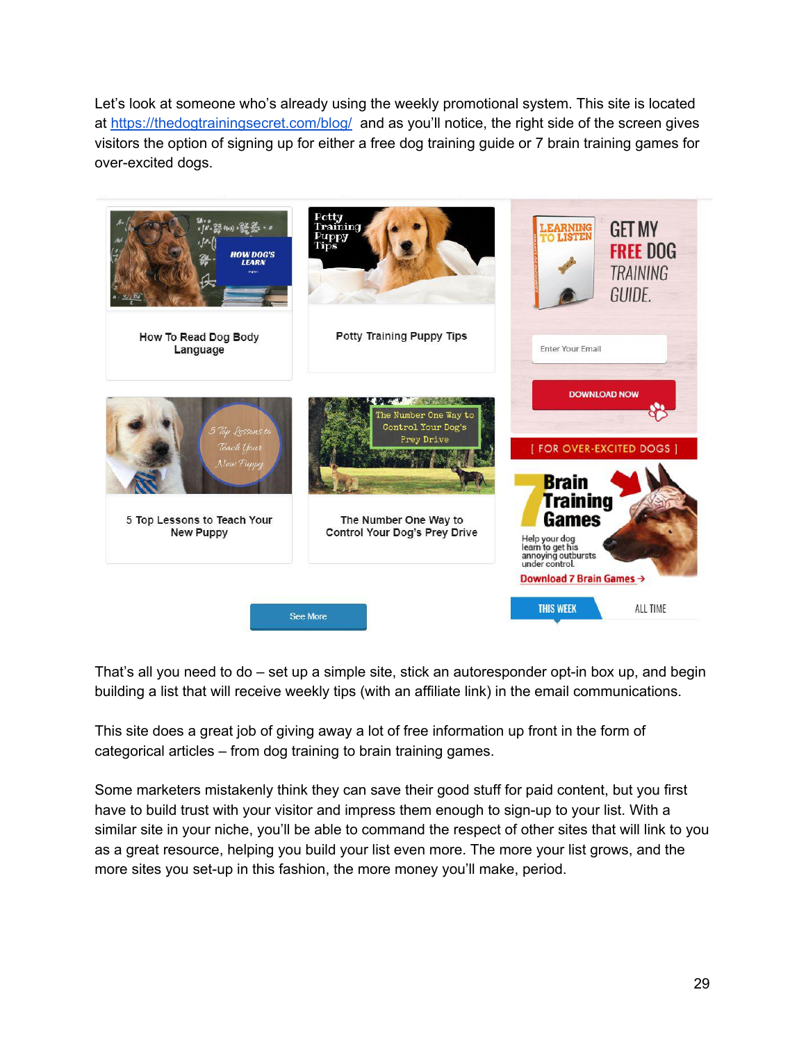Let's look at someone who's already using the weekly promotional system. This site is located at [https://thedogtrainingsecret.com/blog/](https://thedogtrainingsecret.com/blog/) and as you'll notice, the right side of the screen gives visitors the option of signing up for either a free dog training guide or 7 brain training games for over-excited dogs.

That's all you need to do – set up a simple site, stick an autoresponder opt-in box up, and begin building a list that will receive weekly tips (with an affiliate link) in the email communications.

This site does a great job of giving away a lot of free information up front in the form of categorical articles – from dog training to brain training games.

Some marketers mistakenly think they can save their good stuff for paid content, but you first have to build trust with your visitor and impress them enough to sign-up to your list. With a similar site in your niche, you'll be able to command the respect of other sites that will link to you as a great resource, helping you build your list even more. The more your list grows, and the more sites you set-up in this fashion, the more money you'll make, period.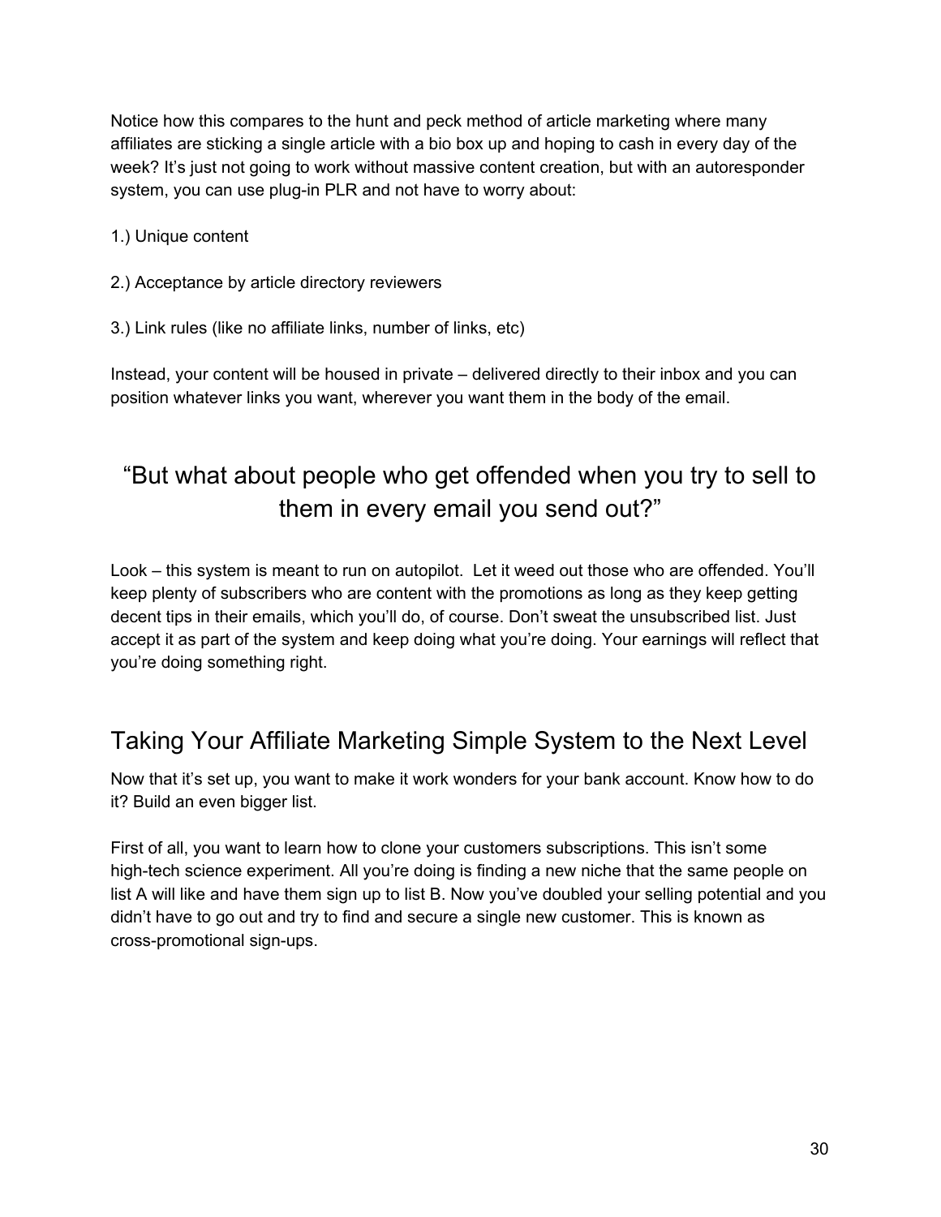Notice how this compares to the hunt and peck method of article marketing where many affiliates are sticking a single article with a bio box up and hoping to cash in every day of the week? It's just not going to work without massive content creation, but with an autoresponder system, you can use plug-in PLR and not have to worry about:

1.) Unique content

2.) Acceptance by article directory reviewers

3.) Link rules (like no affiliate links, number of links, etc)

Instead, your content will be housed in private – delivered directly to their inbox and you can position whatever links you want, wherever you want them in the body of the email.

## "But what about people who get offended when you try to sell to them in every email you send out?"

Look – this system is meant to run on autopilot.  Let it weed out those who are offended. You'll keep plenty of subscribers who are content with the promotions as long as they keep getting decent tips in their emails, which you'll do, of course. Don't sweat the unsubscribed list. Just accept it as part of the system and keep doing what you're doing. Your earnings will reflect that you're doing something right.

## Taking Your Affiliate Marketing Simple System to the Next Level

Now that it's set up, you want to make it work wonders for your bank account. Know how to do it? Build an even bigger list.

First of all, you want to learn how to clone your customers subscriptions. This isn't some high-tech science experiment. All you're doing is finding a new niche that the same people on list A will like and have them sign up to list B. Now you've doubled your selling potential and you didn't have to go out and try to find and secure a single new customer. This is known as cross-promotional sign-ups.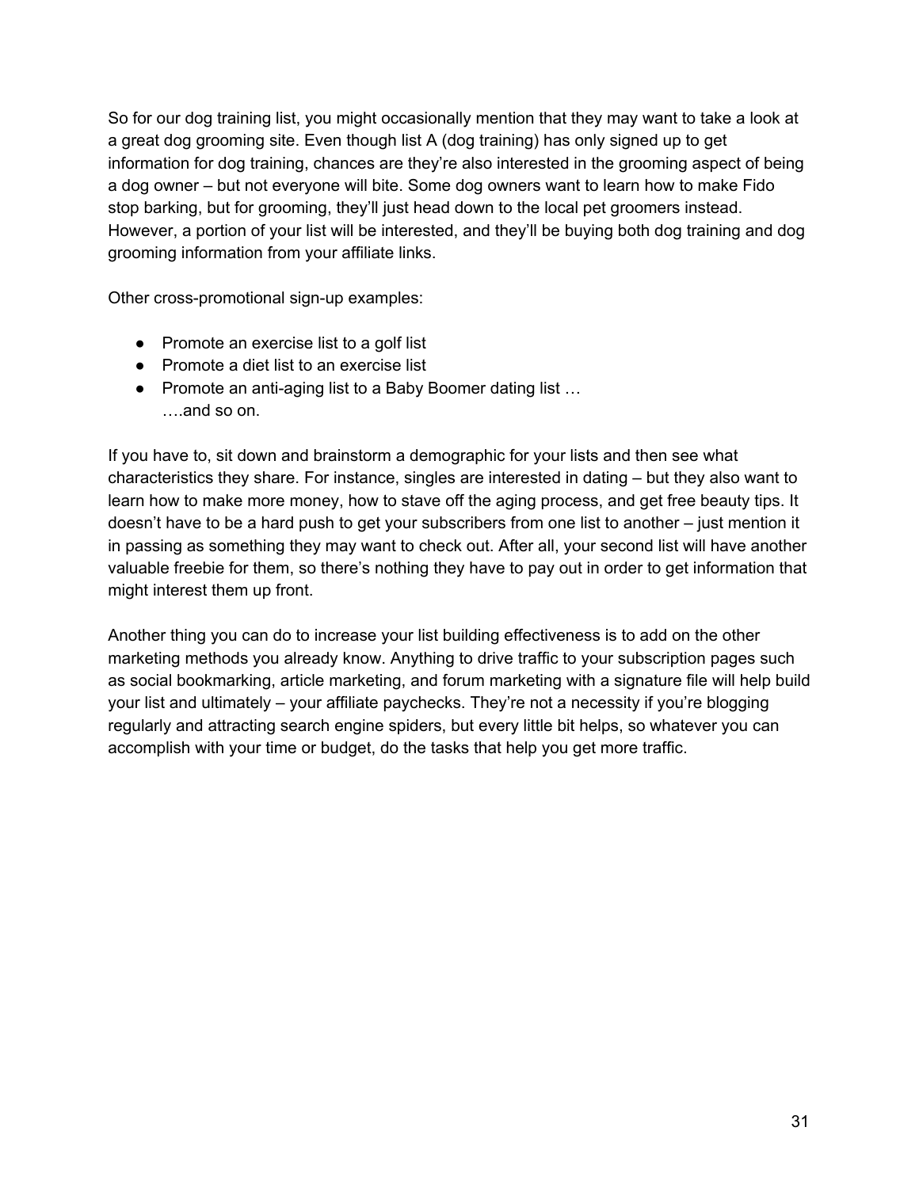So for our dog training list, you might occasionally mention that they may want to take a look at a great dog grooming site. Even though list A (dog training) has only signed up to get information for dog training, chances are they're also interested in the grooming aspect of being a dog owner – but not everyone will bite. Some dog owners want to learn how to make Fido stop barking, but for grooming, they'll just head down to the local pet groomers instead. However, a portion of your list will be interested, and they'll be buying both dog training and dog grooming information from your affiliate links.

Other cross-promotional sign-up examples:

- Promote an exercise list to a golf list
- Promote a diet list to an exercise list
- Promote an anti-aging list to a Baby Boomer dating list …
  ….and so on.

If you have to, sit down and brainstorm a demographic for your lists and then see what characteristics they share. For instance, singles are interested in dating – but they also want to learn how to make more money, how to stave off the aging process, and get free beauty tips. It doesn't have to be a hard push to get your subscribers from one list to another – just mention it in passing as something they may want to check out. After all, your second list will have another valuable freebie for them, so there's nothing they have to pay out in order to get information that might interest them up front.

Another thing you can do to increase your list building effectiveness is to add on the other marketing methods you already know. Anything to drive traffic to your subscription pages such as social bookmarking, article marketing, and forum marketing with a signature file will help build your list and ultimately – your affiliate paychecks. They're not a necessity if you're blogging regularly and attracting search engine spiders, but every little bit helps, so whatever you can accomplish with your time or budget, do the tasks that help you get more traffic.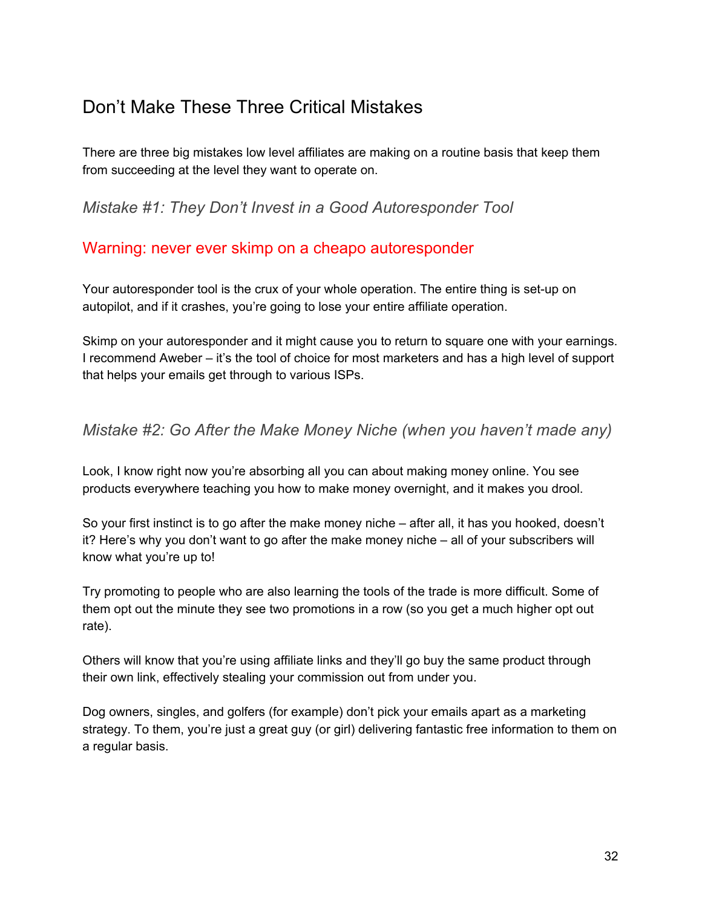## Don’t Make These Three Critical Mistakes

There are three big mistakes low level affiliates are making on a routine basis that keep them from succeeding at the level they want to operate on.

### *Mistake #1: They Don’t Invest in a Good Autoresponder Tool*

### Warning: never ever skimp on a cheapo autoresponder

Your autoresponder tool is the crux of your whole operation. The entire thing is set-up on autopilot, and if it crashes, you’re going to lose your entire affiliate operation.

Skimp on your autoresponder and it might cause you to return to square one with your earnings. I recommend Aweber – it’s the tool of choice for most marketers and has a high level of support that helps your emails get through to various ISPs.

### *Mistake #2: Go After the Make Money Niche (when you haven’t made any)*

Look, I know right now you’re absorbing all you can about making money online. You see products everywhere teaching you how to make money overnight, and it makes you drool.

So your first instinct is to go after the make money niche – after all, it has you hooked, doesn’t it? Here’s why you don’t want to go after the make money niche – all of your subscribers will know what you’re up to!

Try promoting to people who are also learning the tools of the trade is more difficult. Some of them opt out the minute they see two promotions in a row (so you get a much higher opt out rate).

Others will know that you’re using affiliate links and they’ll go buy the same product through their own link, effectively stealing your commission out from under you.

Dog owners, singles, and golfers (for example) don’t pick your emails apart as a marketing strategy. To them, you’re just a great guy (or girl) delivering fantastic free information to them on a regular basis.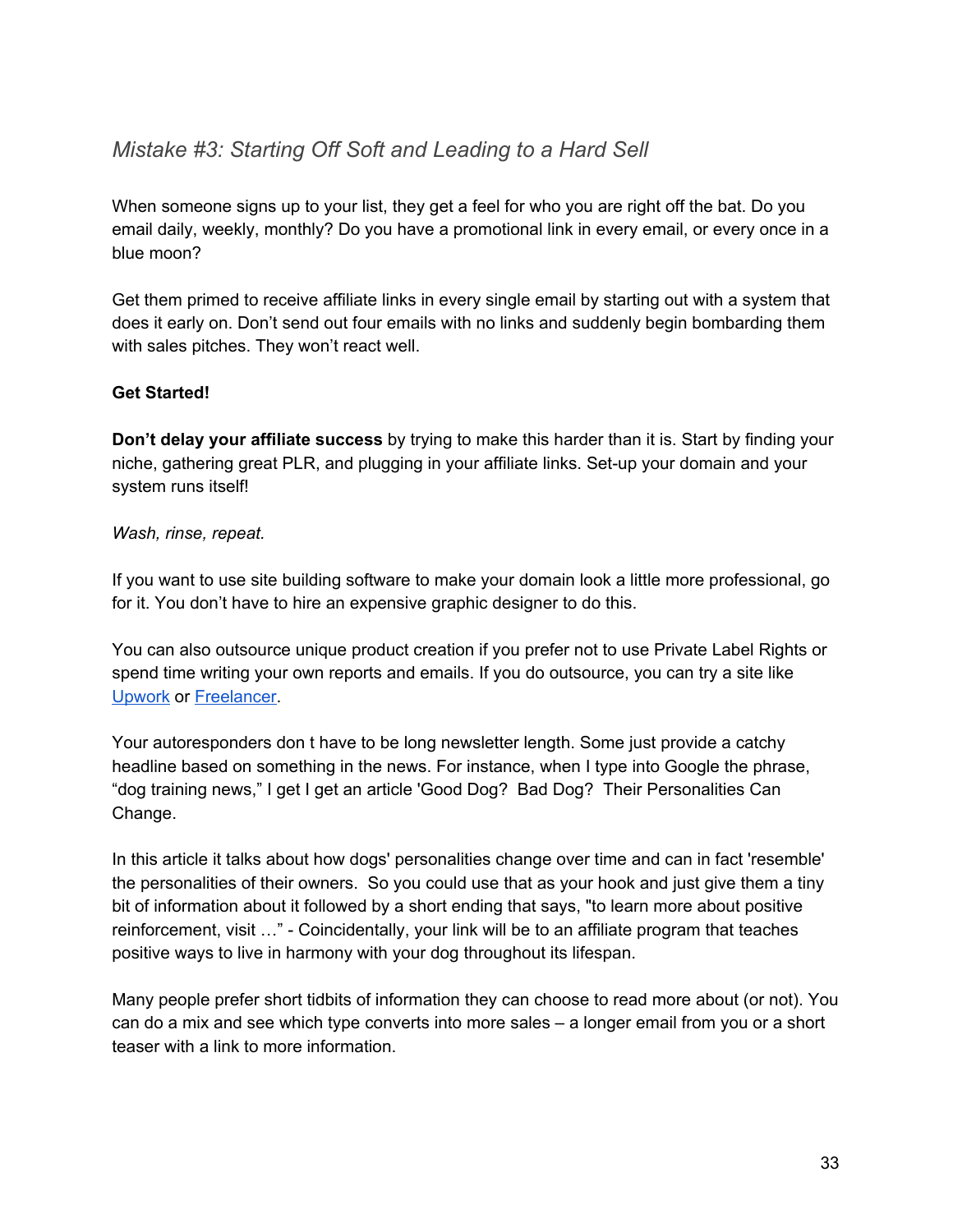### *Mistake #3: Starting Off Soft and Leading to a Hard Sell*

When someone signs up to your list, they get a feel for who you are right off the bat. Do you email daily, weekly, monthly? Do you have a promotional link in every email, or every once in a blue moon?

Get them primed to receive affiliate links in every single email by starting out with a system that does it early on. Don't send out four emails with no links and suddenly begin bombarding them with sales pitches. They won't react well.

**Get Started!**

**Don't delay your affiliate success** by trying to make this harder than it is. Start by finding your niche, gathering great PLR, and plugging in your affiliate links. Set-up your domain and your system runs itself!

*Wash, rinse, repeat.*

If you want to use site building software to make your domain look a little more professional, go for it. You don't have to hire an expensive graphic designer to do this.

You can also outsource unique product creation if you prefer not to use Private Label Rights or spend time writing your own reports and emails. If you do outsource, you can try a site like Upwork or Freelancer.

Your autoresponders don t have to be long newsletter length. Some just provide a catchy headline based on something in the news. For instance, when I type into Google the phrase, "dog training news," I get I get an article 'Good Dog? Bad Dog? Their Personalities Can Change.

In this article it talks about how dogs' personalities change over time and can in fact 'resemble' the personalities of their owners. So you could use that as your hook and just give them a tiny bit of information about it followed by a short ending that says, "to learn more about positive reinforcement, visit …" - Coincidentally, your link will be to an affiliate program that teaches positive ways to live in harmony with your dog throughout its lifespan.

Many people prefer short tidbits of information they can choose to read more about (or not). You can do a mix and see which type converts into more sales – a longer email from you or a short teaser with a link to more information.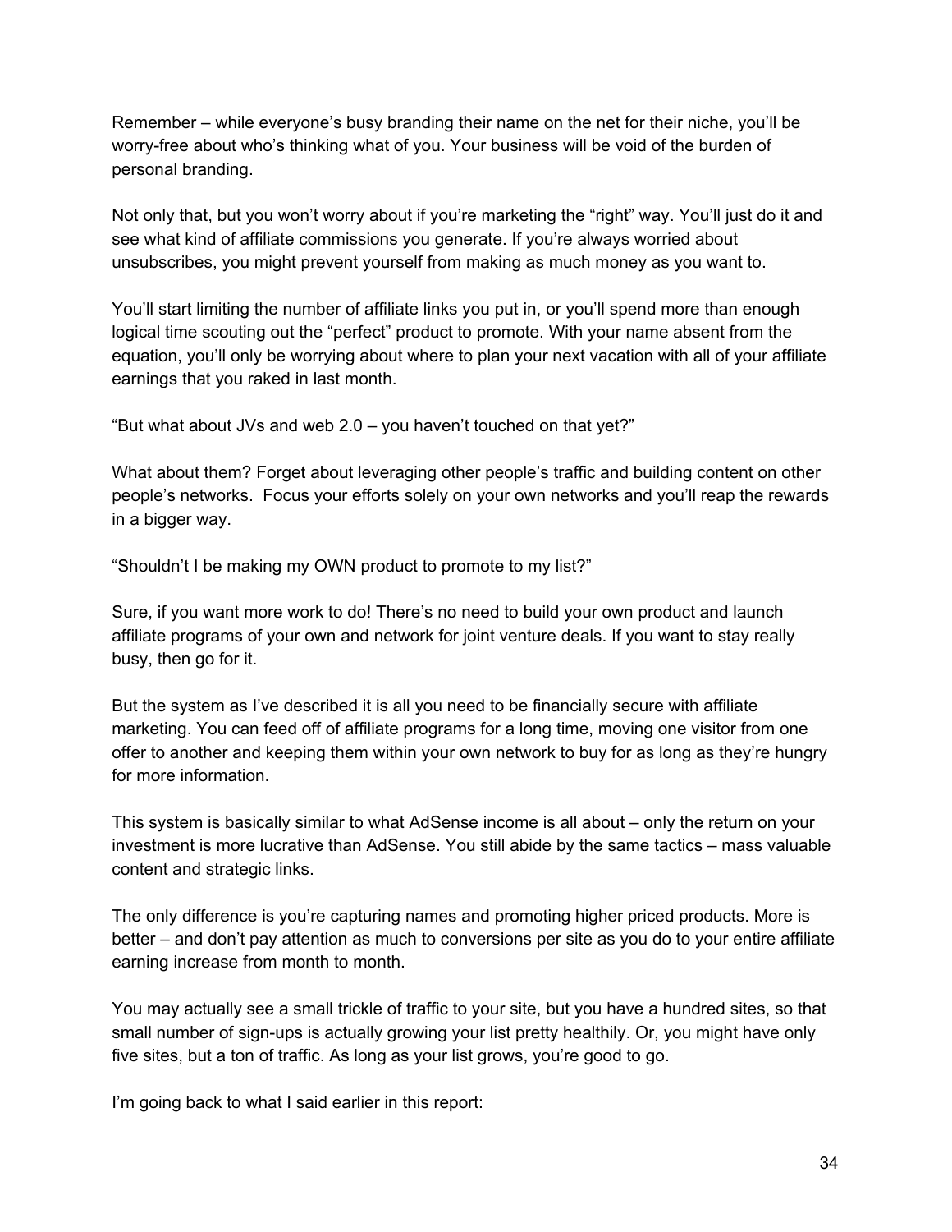Remember – while everyone's busy branding their name on the net for their niche, you'll be worry-free about who's thinking what of you. Your business will be void of the burden of personal branding.

Not only that, but you won't worry about if you're marketing the "right" way. You'll just do it and see what kind of affiliate commissions you generate. If you're always worried about unsubscribes, you might prevent yourself from making as much money as you want to.

You'll start limiting the number of affiliate links you put in, or you'll spend more than enough logical time scouting out the "perfect" product to promote. With your name absent from the equation, you'll only be worrying about where to plan your next vacation with all of your affiliate earnings that you raked in last month.

"But what about JVs and web 2.0 – you haven't touched on that yet?"

What about them? Forget about leveraging other people's traffic and building content on other people's networks. Focus your efforts solely on your own networks and you'll reap the rewards in a bigger way.

"Shouldn't I be making my OWN product to promote to my list?"

Sure, if you want more work to do! There's no need to build your own product and launch affiliate programs of your own and network for joint venture deals. If you want to stay really busy, then go for it.

But the system as I've described it is all you need to be financially secure with affiliate marketing. You can feed off of affiliate programs for a long time, moving one visitor from one offer to another and keeping them within your own network to buy for as long as they're hungry for more information.

This system is basically similar to what AdSense income is all about – only the return on your investment is more lucrative than AdSense. You still abide by the same tactics – mass valuable content and strategic links.

The only difference is you're capturing names and promoting higher priced products. More is better – and don't pay attention as much to conversions per site as you do to your entire affiliate earning increase from month to month.

You may actually see a small trickle of traffic to your site, but you have a hundred sites, so that small number of sign-ups is actually growing your list pretty healthily. Or, you might have only five sites, but a ton of traffic. As long as your list grows, you're good to go.

I'm going back to what I said earlier in this report: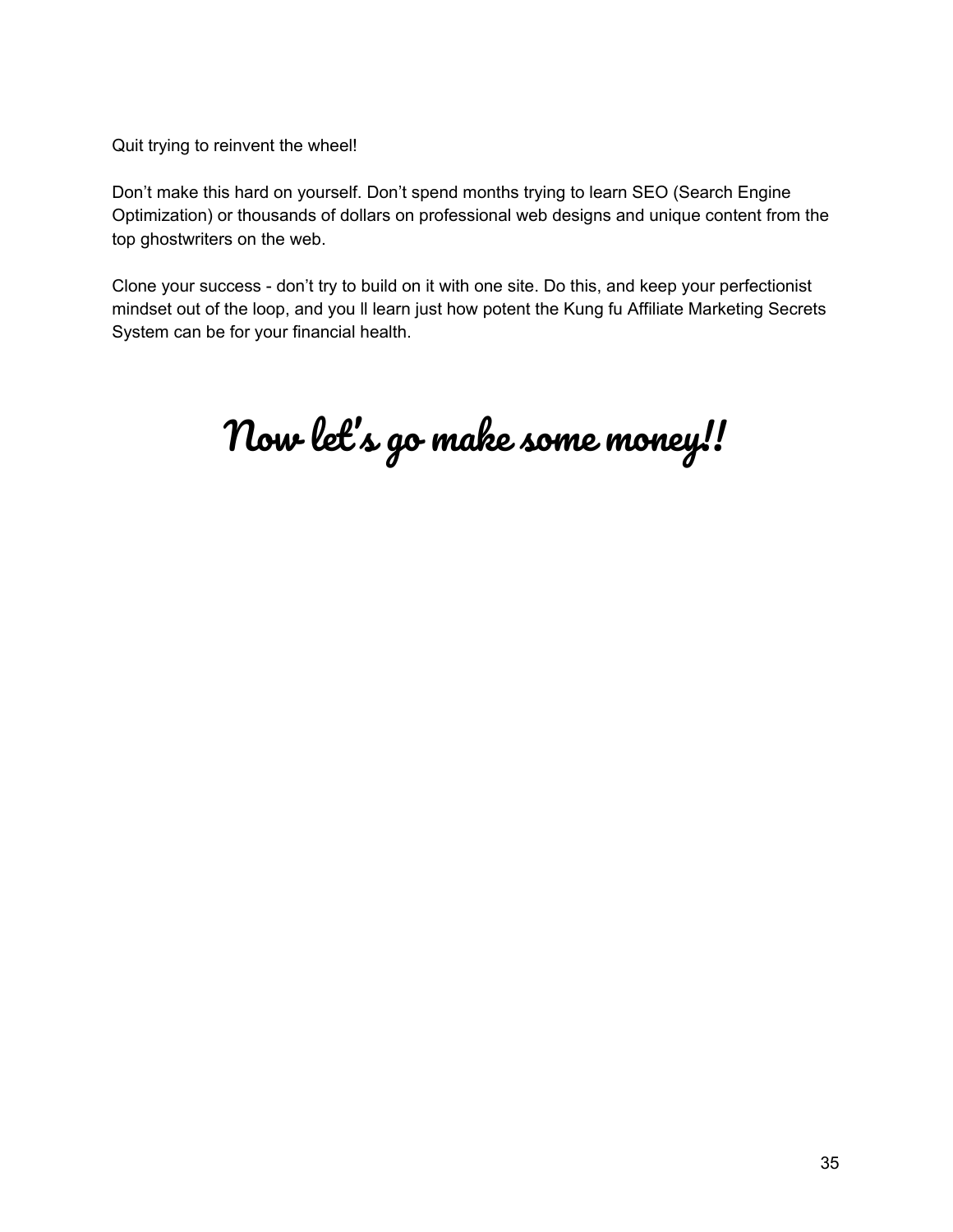Quit trying to reinvent the wheel!

Don’t make this hard on yourself. Don’t spend months trying to learn SEO (Search Engine Optimization) or thousands of dollars on professional web designs and unique content from the top ghostwriters on the web.

Clone your success - don’t try to build on it with one site. Do this, and keep your perfectionist mindset out of the loop, and you ll learn just how potent the Kung fu Affiliate Marketing Secrets System can be for your financial health.

# Now let’s go make some money!!